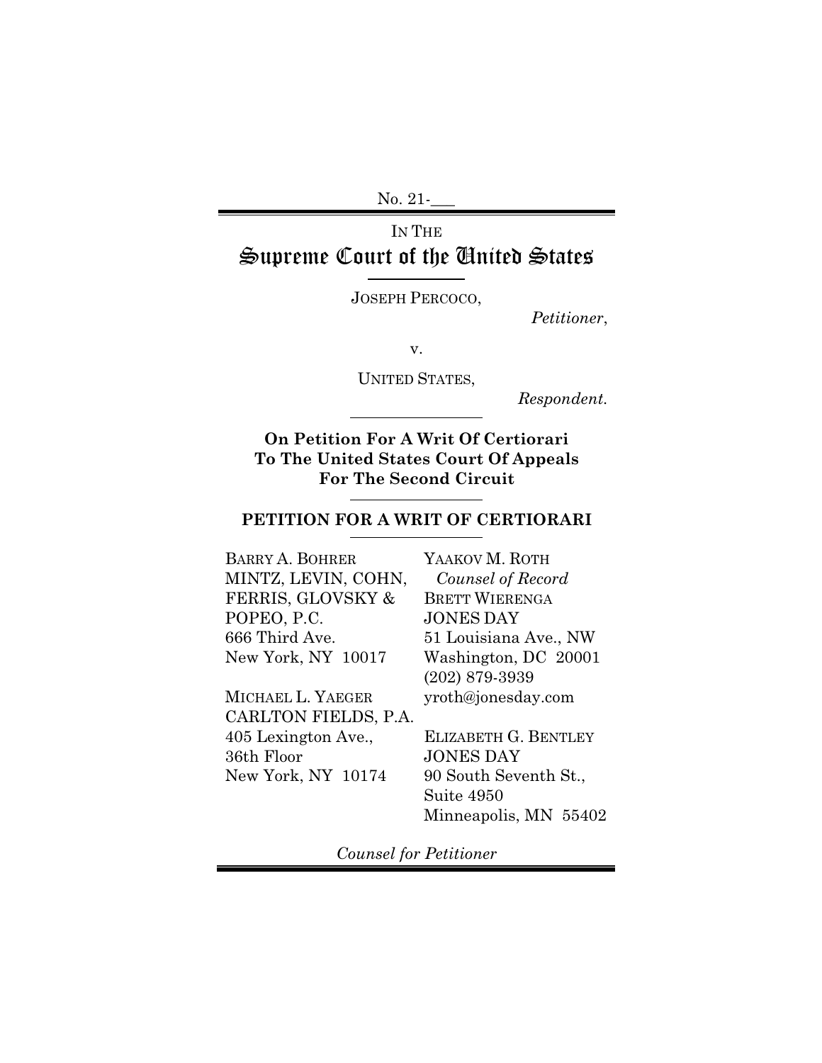No. 21-\_\_\_

# IN THE
# Supreme Court of the United States

JOSEPH PERCOCO,

*Petitioner*,

v.

UNITED STATES,

*Respondent.*

**On Petition For A Writ Of Certiorari To The United States Court Of Appeals For The Second Circuit**

**PETITION FOR A WRIT OF CERTIORARI**

BARRY A. BOHRER
MINTZ, LEVIN, COHN, FERRIS, GLOVSKY & POPEO, P.C.
666 Third Ave.
New York, NY 10017

MICHAEL L. YAEGER
CARLTON FIELDS, P.A.
405 Lexington Ave., 36th Floor
New York, NY 10174

YAAKOV M. ROTH
*Counsel of Record*
BRETT WIERENGA
JONES DAY
51 Louisiana Ave., NW
Washington, DC 20001
(202) 879-3939
yroth@jonesday.com

ELIZABETH G. BENTLEY
JONES DAY
90 South Seventh St., Suite 4950
Minneapolis, MN 55402

*Counsel for Petitioner*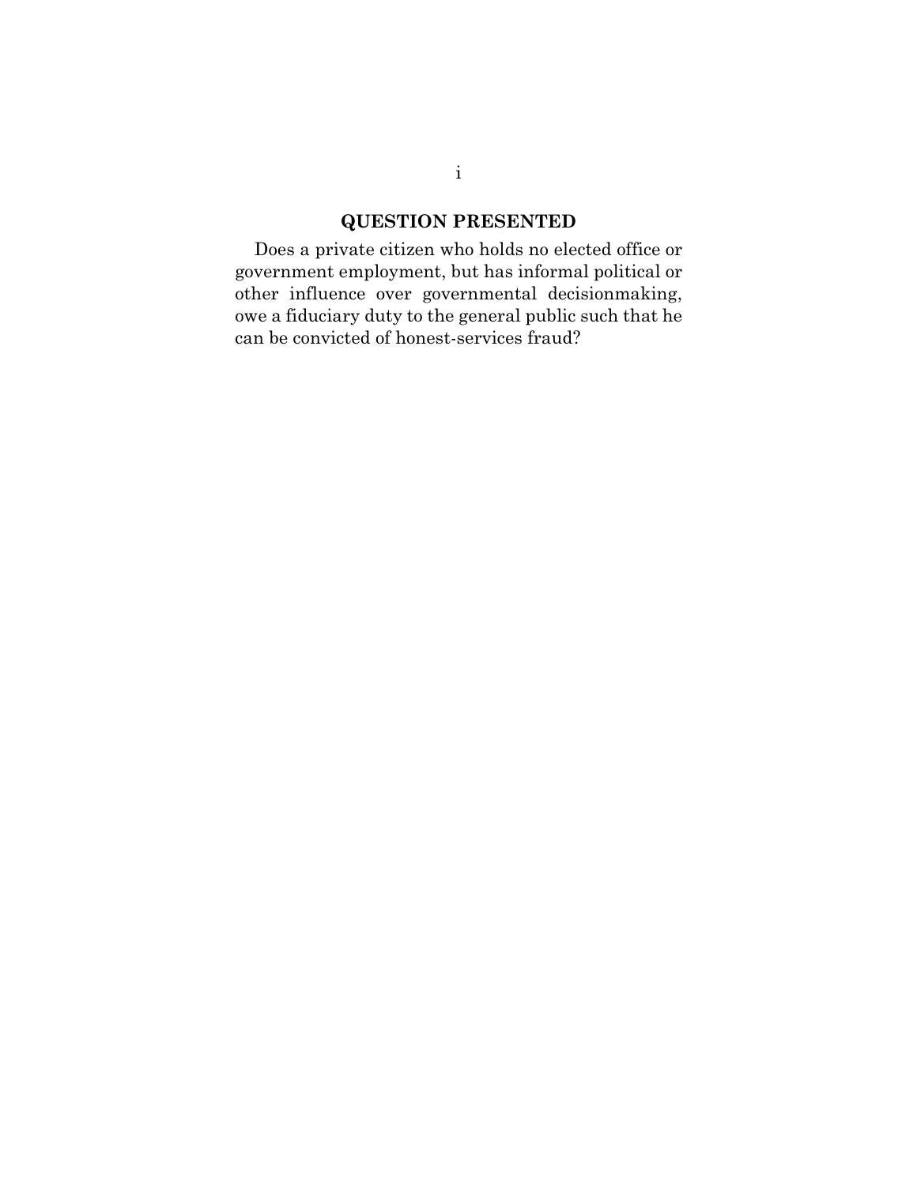## QUESTION PRESENTED

Does a private citizen who holds no elected office or government employment, but has informal political or other influence over governmental decisionmaking, owe a fiduciary duty to the general public such that he can be convicted of honest-services fraud?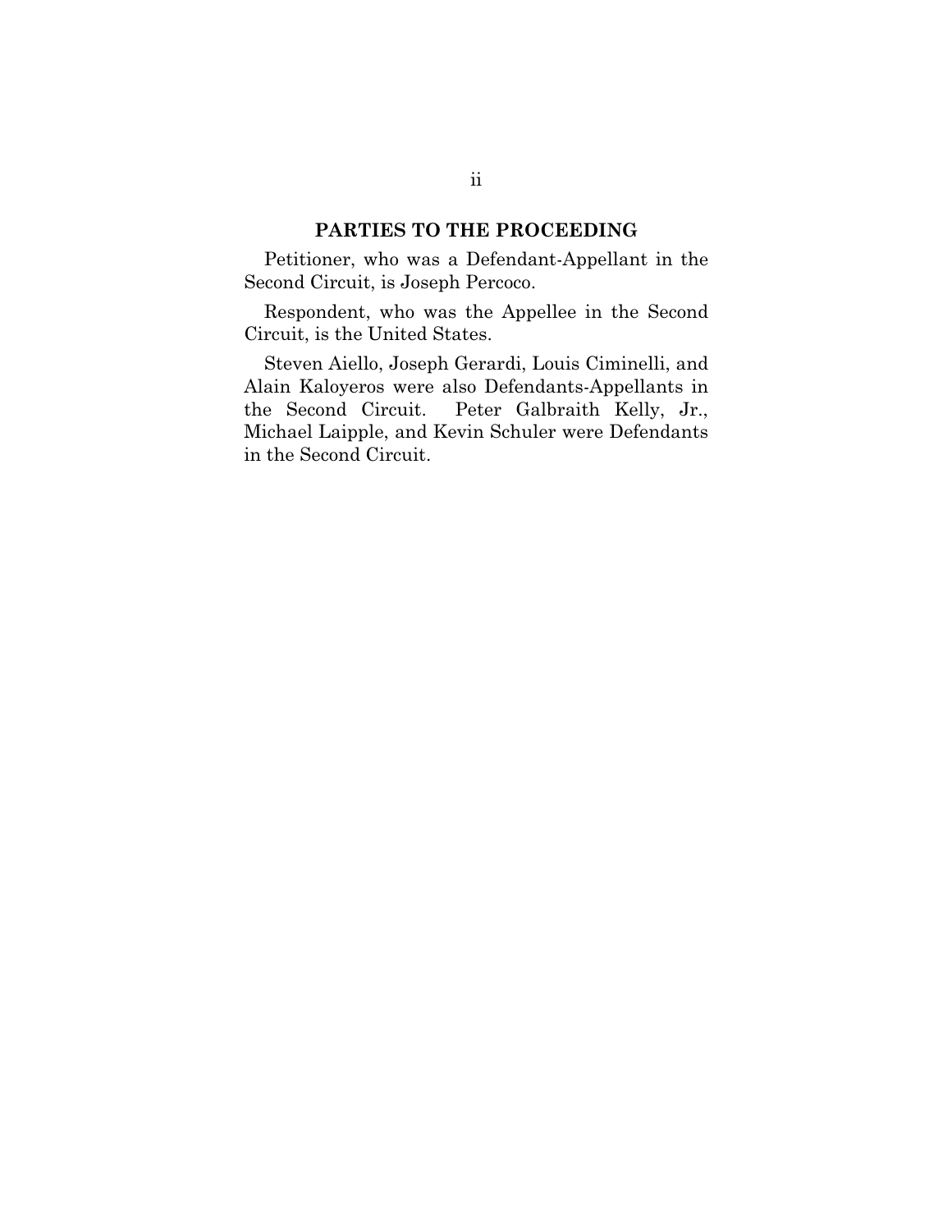## PARTIES TO THE PROCEEDING

Petitioner, who was a Defendant-Appellant in the Second Circuit, is Joseph Percoco.

Respondent, who was the Appellee in the Second Circuit, is the United States.

Steven Aiello, Joseph Gerardi, Louis Ciminelli, and Alain Kaloyeros were also Defendants-Appellants in the Second Circuit. Peter Galbraith Kelly, Jr., Michael Laipple, and Kevin Schuler were Defendants in the Second Circuit.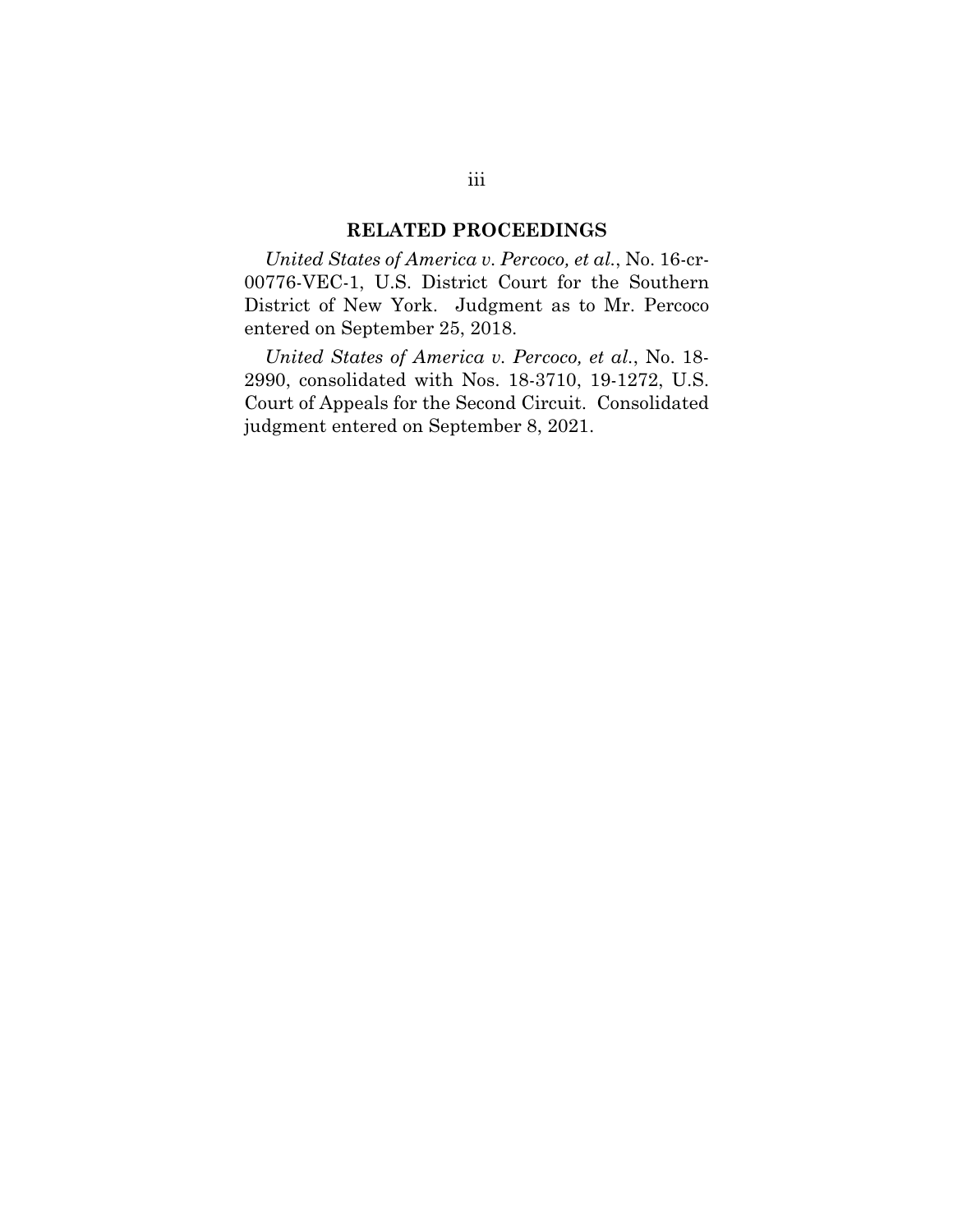## RELATED PROCEEDINGS

*United States of America v. Percoco, et al.*, No. 16-cr-00776-VEC-1, U.S. District Court for the Southern District of New York. Judgment as to Mr. Percoco entered on September 25, 2018.

*United States of America v. Percoco, et al.*, No. 18-2990, consolidated with Nos. 18-3710, 19-1272, U.S. Court of Appeals for the Second Circuit. Consolidated judgment entered on September 8, 2021.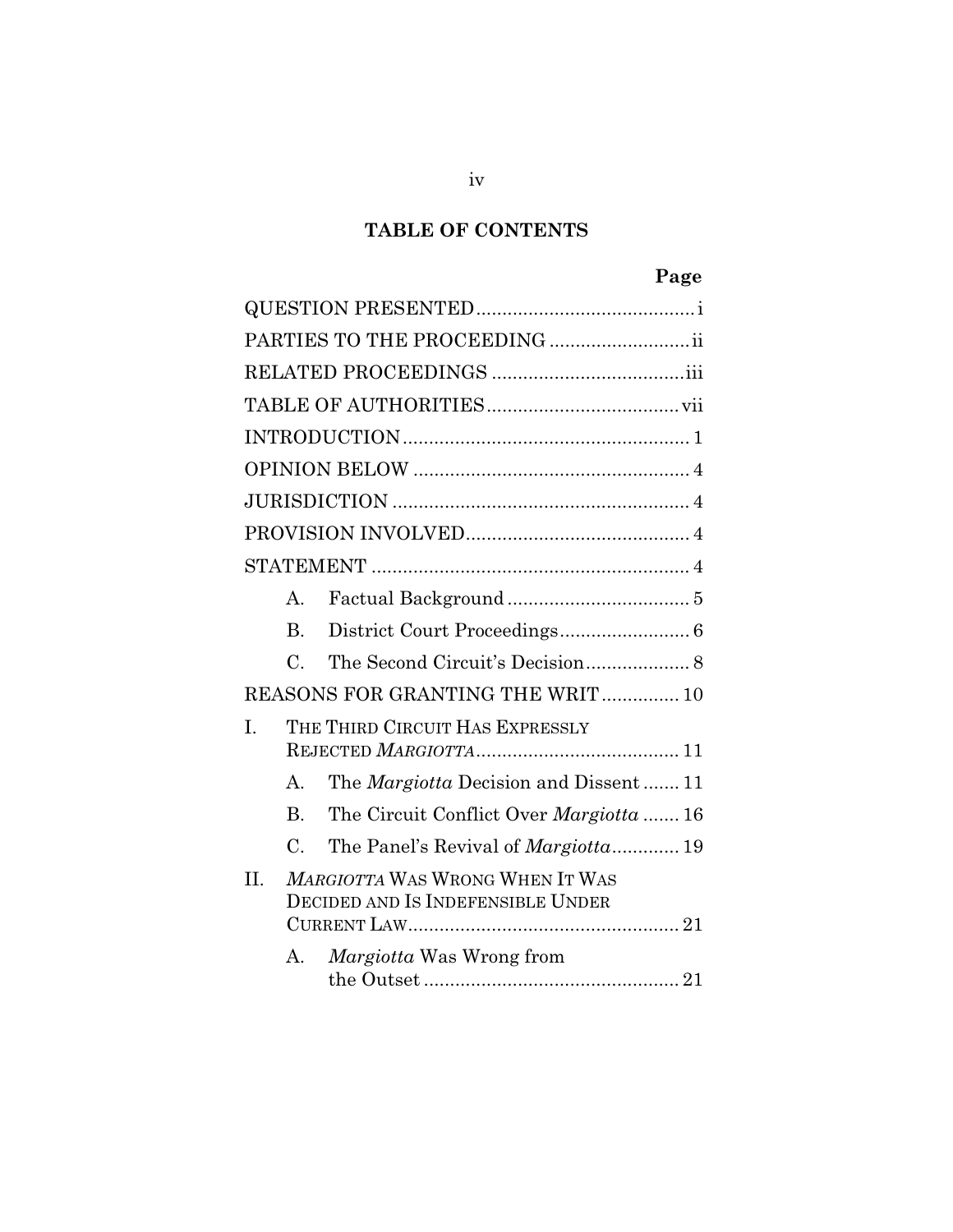# TABLE OF CONTENTS

| | Page |
|---|---|
| QUESTION PRESENTED | i |
| PARTIES TO THE PROCEEDING | ii |
| RELATED PROCEEDINGS | iii |
| TABLE OF AUTHORITIES | vii |
| INTRODUCTION | 1 |
| OPINION BELOW | 4 |
| JURISDICTION | 4 |
| PROVISION INVOLVED | 4 |
| STATEMENT | 4 |
| A. Factual Background | 5 |
| B. District Court Proceedings | 6 |
| C. The Second Circuit's Decision | 8 |
| REASONS FOR GRANTING THE WRIT | 10 |
| I. THE THIRD CIRCUIT HAS EXPRESSLY REJECTED *MARGIOTTA* | 11 |
| A. The *Margiotta* Decision and Dissent | 11 |
| B. The Circuit Conflict Over *Margiotta* | 16 |
| C. The Panel's Revival of *Margiotta* | 19 |
| II. *MARGIOTTA* WAS WRONG WHEN IT WAS DECIDED AND IS INDEFENSIBLE UNDER CURRENT LAW | 21 |
| A. *Margiotta* Was Wrong from the Outset | 21 |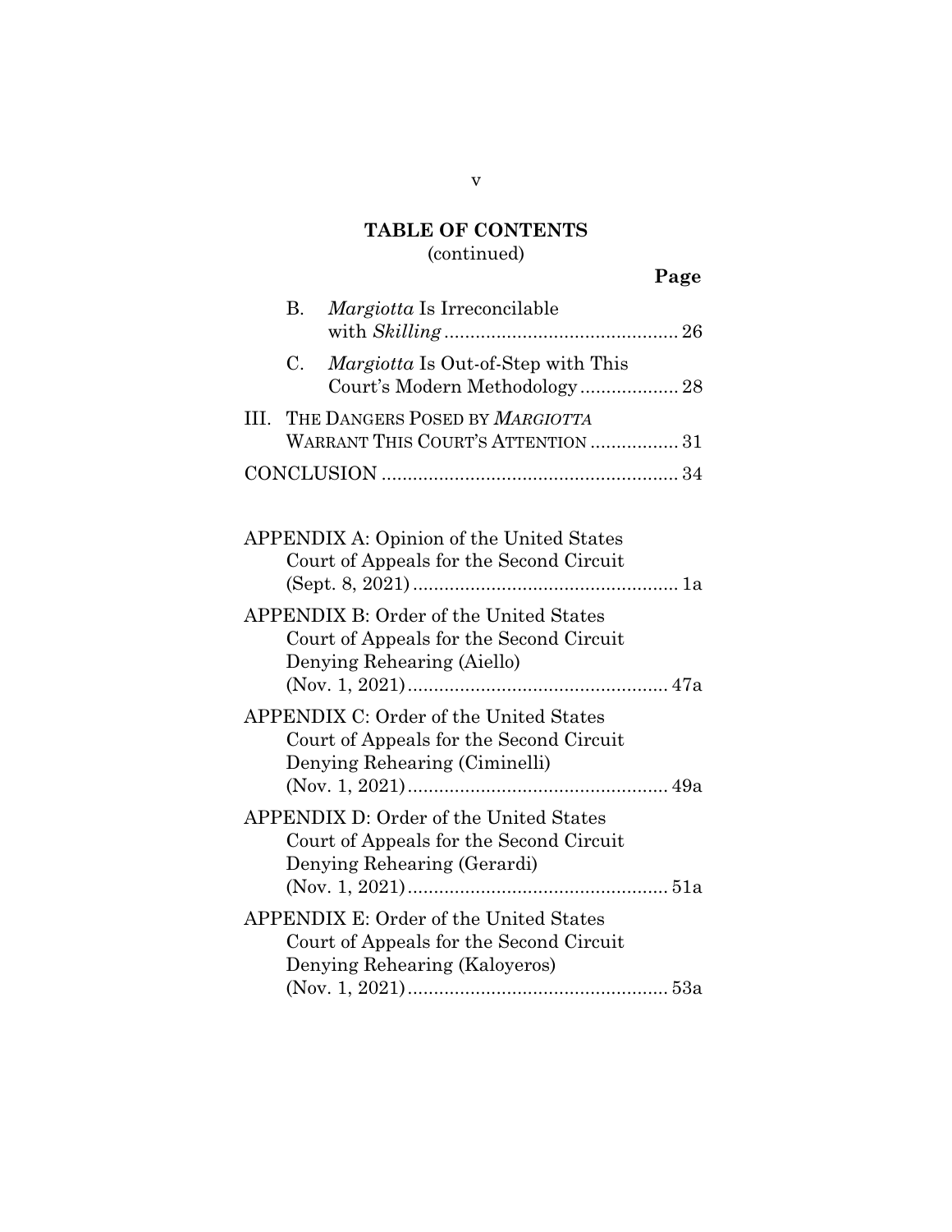## TABLE OF CONTENTS
(continued)

**Page**

B. *Margiotta* Is Irreconcilable with *Skilling* ........................................ 26

C. *Margiotta* Is Out-of-Step with This Court's Modern Methodology .................. 28

III. THE DANGERS POSED BY *MARGIOTTA* WARRANT THIS COURT'S ATTENTION ................ 31

CONCLUSION ........................................................ 34

APPENDIX A: Opinion of the United States Court of Appeals for the Second Circuit (Sept. 8, 2021) .................................................. 1a

APPENDIX B: Order of the United States Court of Appeals for the Second Circuit Denying Rehearing (Aiello) (Nov. 1, 2021) .................................................. 47a

APPENDIX C: Order of the United States Court of Appeals for the Second Circuit Denying Rehearing (Ciminelli) (Nov. 1, 2021) .................................................. 49a

APPENDIX D: Order of the United States Court of Appeals for the Second Circuit Denying Rehearing (Gerardi) (Nov. 1, 2021) .................................................. 51a

APPENDIX E: Order of the United States Court of Appeals for the Second Circuit Denying Rehearing (Kaloyeros) (Nov. 1, 2021) .................................................. 53a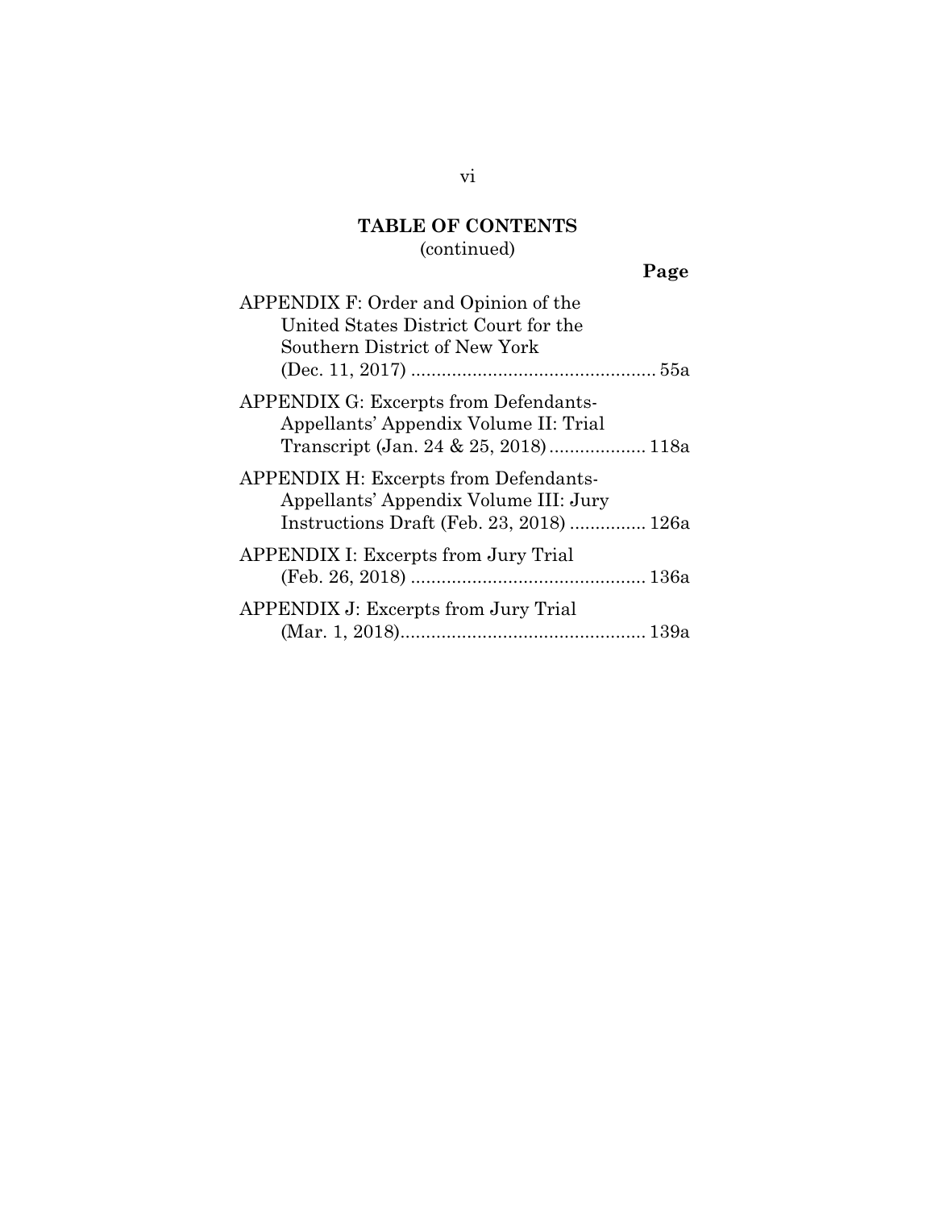## TABLE OF CONTENTS
(continued)

| | Page |
|---|---|
| APPENDIX F: Order and Opinion of the United States District Court for the Southern District of New York (Dec. 11, 2017) | 55a |
| APPENDIX G: Excerpts from Defendants-Appellants' Appendix Volume II: Trial Transcript (Jan. 24 & 25, 2018) | 118a |
| APPENDIX H: Excerpts from Defendants-Appellants' Appendix Volume III: Jury Instructions Draft (Feb. 23, 2018) | 126a |
| APPENDIX I: Excerpts from Jury Trial (Feb. 26, 2018) | 136a |
| APPENDIX J: Excerpts from Jury Trial (Mar. 1, 2018) | 139a |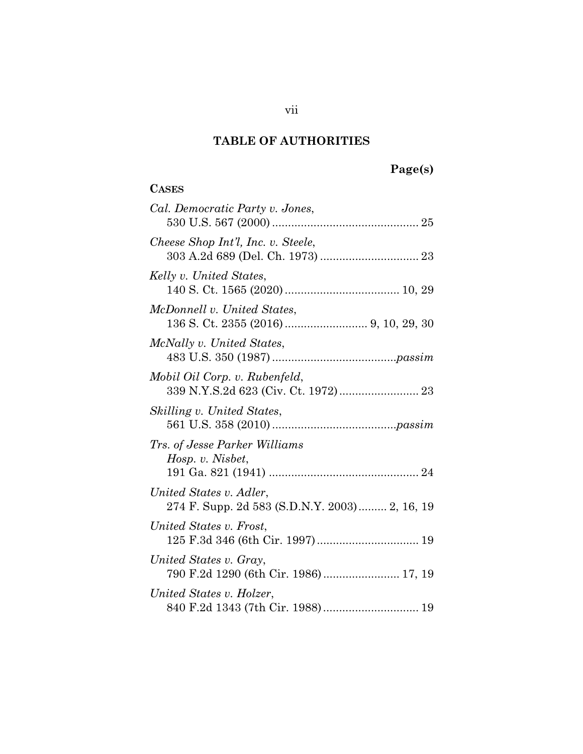## TABLE OF AUTHORITIES

**Page(s)**

**CASES**

*Cal. Democratic Party v. Jones*,
530 U.S. 567 (2000) .............................................. 25

*Cheese Shop Int'l, Inc. v. Steele*,
303 A.2d 689 (Del. Ch. 1973) ............................... 23

*Kelly v. United States*,
140 S. Ct. 1565 (2020) .................................... 10, 29

*McDonnell v. United States*,
136 S. Ct. 2355 (2016) .......................... 9, 10, 29, 30

*McNally v. United States*,
483 U.S. 350 (1987) .......................................*passim*

*Mobil Oil Corp. v. Rubenfeld*,
339 N.Y.S.2d 623 (Civ. Ct. 1972) ......................... 23

*Skilling v. United States*,
561 U.S. 358 (2010) .......................................*passim*

*Trs. of Jesse Parker Williams Hosp. v. Nisbet*,
191 Ga. 821 (1941) ............................................... 24

*United States v. Adler*,
274 F. Supp. 2d 583 (S.D.N.Y. 2003) ......... 2, 16, 19

*United States v. Frost*,
125 F.3d 346 (6th Cir. 1997) ................................ 19

*United States v. Gray*,
790 F.2d 1290 (6th Cir. 1986) ........................ 17, 19

*United States v. Holzer*,
840 F.2d 1343 (7th Cir. 1988) .............................. 19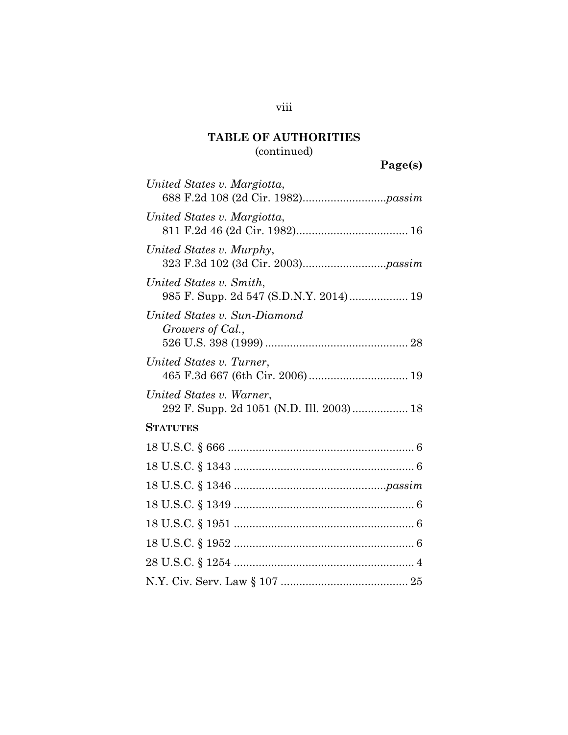## TABLE OF AUTHORITIES
(continued)

**Page(s)**

*United States v. Margiotta*,
688 F.2d 108 (2d Cir. 1982)..........................*passim*

*United States v. Margiotta*,
811 F.2d 46 (2d Cir. 1982).................................... 16

*United States v. Murphy*,
323 F.3d 102 (3d Cir. 2003)..........................*passim*

*United States v. Smith*,
985 F. Supp. 2d 547 (S.D.N.Y. 2014)................... 19

*United States v. Sun-Diamond Growers of Cal.*,
526 U.S. 398 (1999) .............................................. 28

*United States v. Turner*,
465 F.3d 667 (6th Cir. 2006)................................ 19

*United States v. Warner*,
292 F. Supp. 2d 1051 (N.D. Ill. 2003).................. 18

**STATUTES**

18 U.S.C. § 666 ............................................................ 6

18 U.S.C. § 1343 .......................................................... 6

18 U.S.C. § 1346 ................................................*passim*

18 U.S.C. § 1349 .......................................................... 6

18 U.S.C. § 1951 .......................................................... 6

18 U.S.C. § 1952 .......................................................... 6

28 U.S.C. § 1254 .......................................................... 4

N.Y. Civ. Serv. Law § 107 ......................................... 25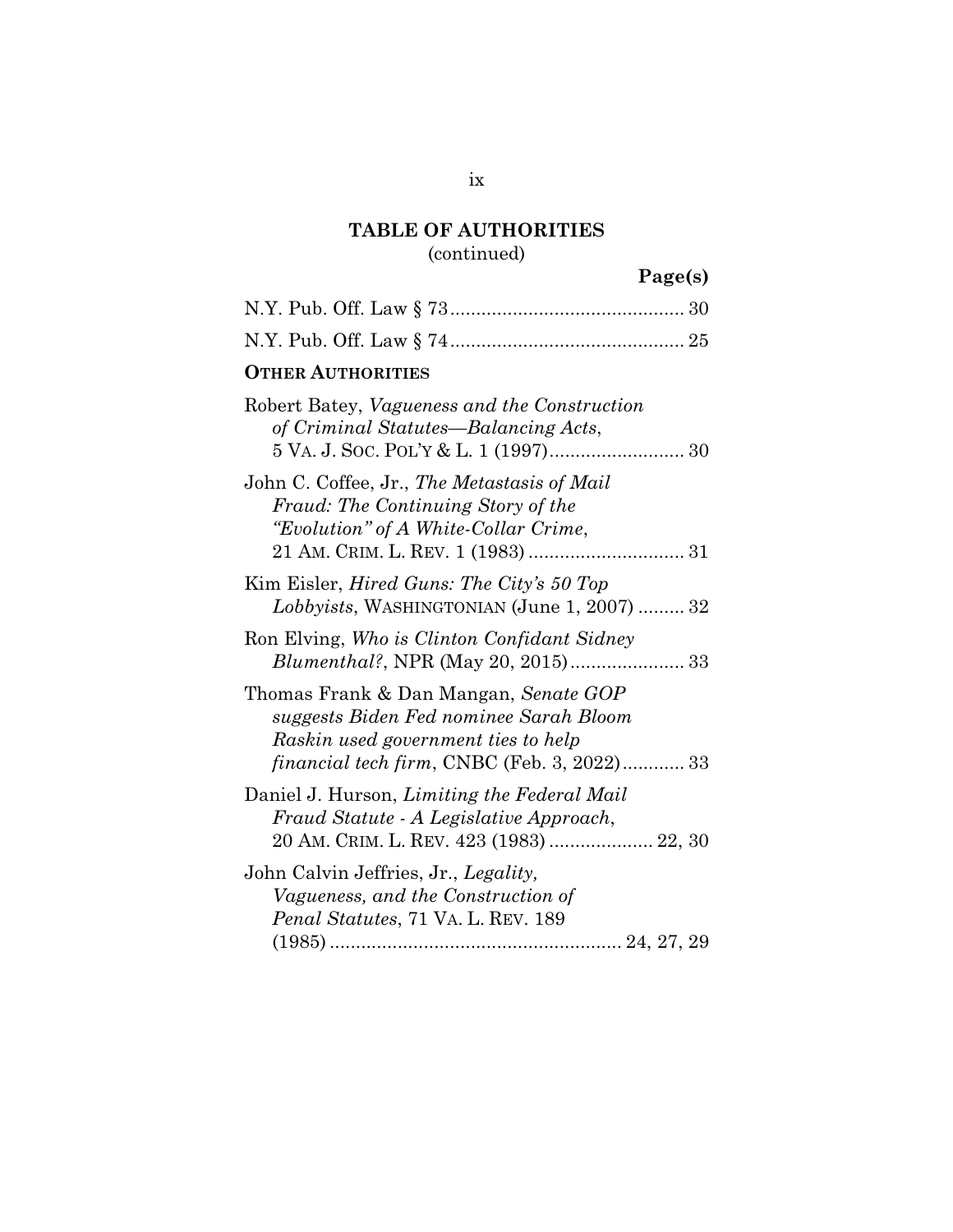## TABLE OF AUTHORITIES
(continued)

**Page(s)**

N.Y. Pub. Off. Law § 73 .......................................... 30

N.Y. Pub. Off. Law § 74 .......................................... 25

**OTHER AUTHORITIES**

Robert Batey, *Vagueness and the Construction of Criminal Statutes—Balancing Acts*, 5 VA. J. SOC. POL'Y & L. 1 (1997) .......................... 30

John C. Coffee, Jr., *The Metastasis of Mail Fraud: The Continuing Story of the "Evolution" of A White-Collar Crime*, 21 AM. CRIM. L. REV. 1 (1983) .............................. 31

Kim Eisler, *Hired Guns: The City's 50 Top Lobbyists*, WASHINGTONIAN (June 1, 2007) ......... 32

Ron Elving, *Who is Clinton Confidant Sidney Blumenthal?*, NPR (May 20, 2015) ...................... 33

Thomas Frank & Dan Mangan, *Senate GOP suggests Biden Fed nominee Sarah Bloom Raskin used government ties to help financial tech firm*, CNBC (Feb. 3, 2022) ............ 33

Daniel J. Hurson, *Limiting the Federal Mail Fraud Statute - A Legislative Approach*, 20 AM. CRIM. L. REV. 423 (1983) .................... 22, 30

John Calvin Jeffries, Jr., *Legality, Vagueness, and the Construction of Penal Statutes*, 71 VA. L. REV. 189 (1985) ........................................................ 24, 27, 29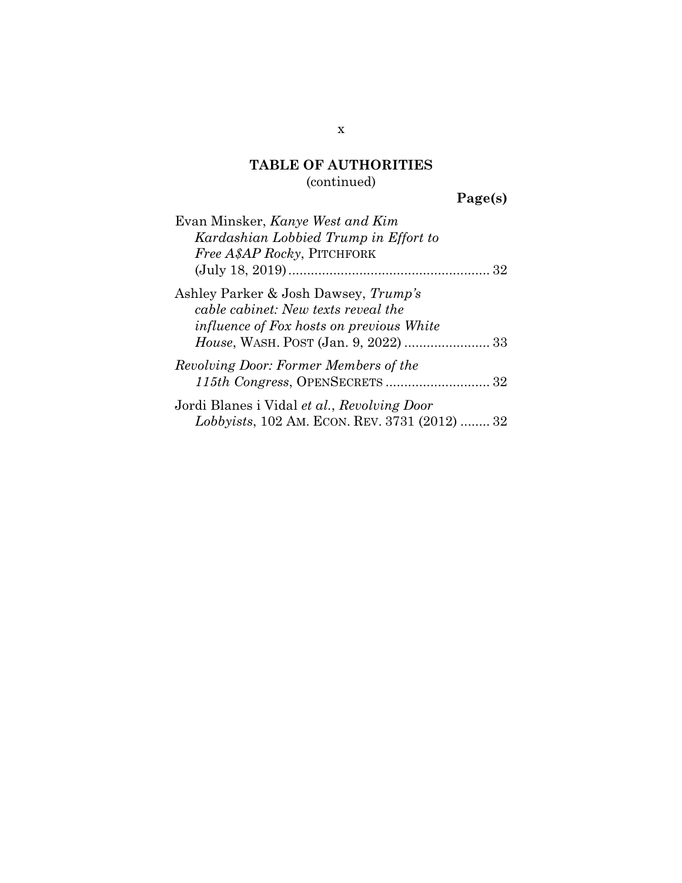## TABLE OF AUTHORITIES
(continued)

**Page(s)**

Evan Minsker, *Kanye West and Kim Kardashian Lobbied Trump in Effort to Free A$AP Rocky*, PITCHFORK (July 18, 2019) ...................................................... 32

Ashley Parker & Josh Dawsey, *Trump's cable cabinet: New texts reveal the influence of Fox hosts on previous White House*, WASH. POST (Jan. 9, 2022) ....................... 33

*Revolving Door: Former Members of the 115th Congress*, OPENSECRETS ............................ 32

Jordi Blanes i Vidal *et al.*, *Revolving Door Lobbyists*, 102 AM. ECON. REV. 3731 (2012) ........ 32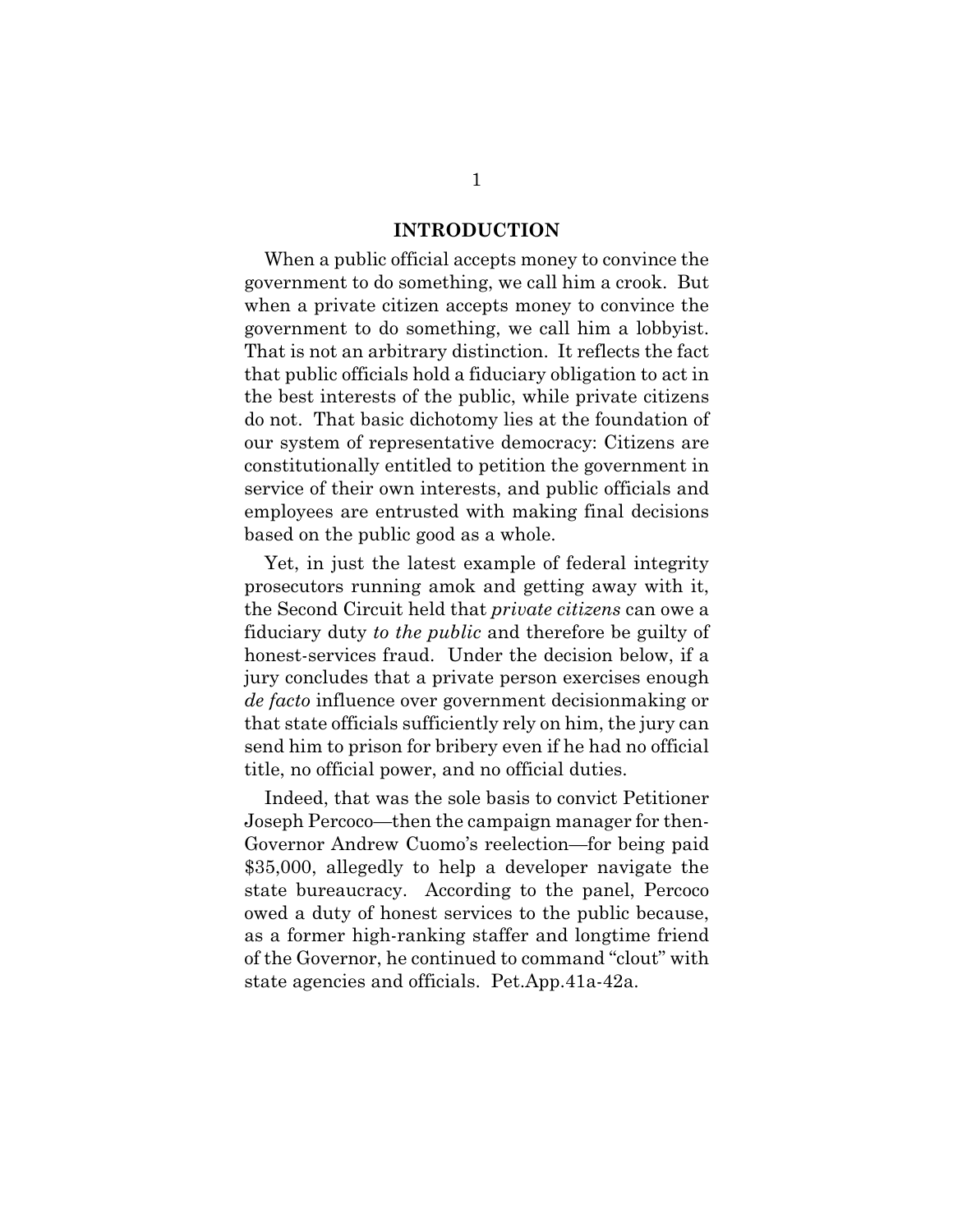# INTRODUCTION

When a public official accepts money to convince the government to do something, we call him a crook. But when a private citizen accepts money to convince the government to do something, we call him a lobbyist. That is not an arbitrary distinction. It reflects the fact that public officials hold a fiduciary obligation to act in the best interests of the public, while private citizens do not. That basic dichotomy lies at the foundation of our system of representative democracy: Citizens are constitutionally entitled to petition the government in service of their own interests, and public officials and employees are entrusted with making final decisions based on the public good as a whole.

Yet, in just the latest example of federal integrity prosecutors running amok and getting away with it, the Second Circuit held that *private citizens* can owe a fiduciary duty *to the public* and therefore be guilty of honest-services fraud. Under the decision below, if a jury concludes that a private person exercises enough *de facto* influence over government decisionmaking or that state officials sufficiently rely on him, the jury can send him to prison for bribery even if he had no official title, no official power, and no official duties.

Indeed, that was the sole basis to convict Petitioner Joseph Percoco—then the campaign manager for then-Governor Andrew Cuomo's reelection—for being paid $35,000, allegedly to help a developer navigate the state bureaucracy. According to the panel, Percoco owed a duty of honest services to the public because, as a former high-ranking staffer and longtime friend of the Governor, he continued to command "clout" with state agencies and officials. Pet.App.41a-42a.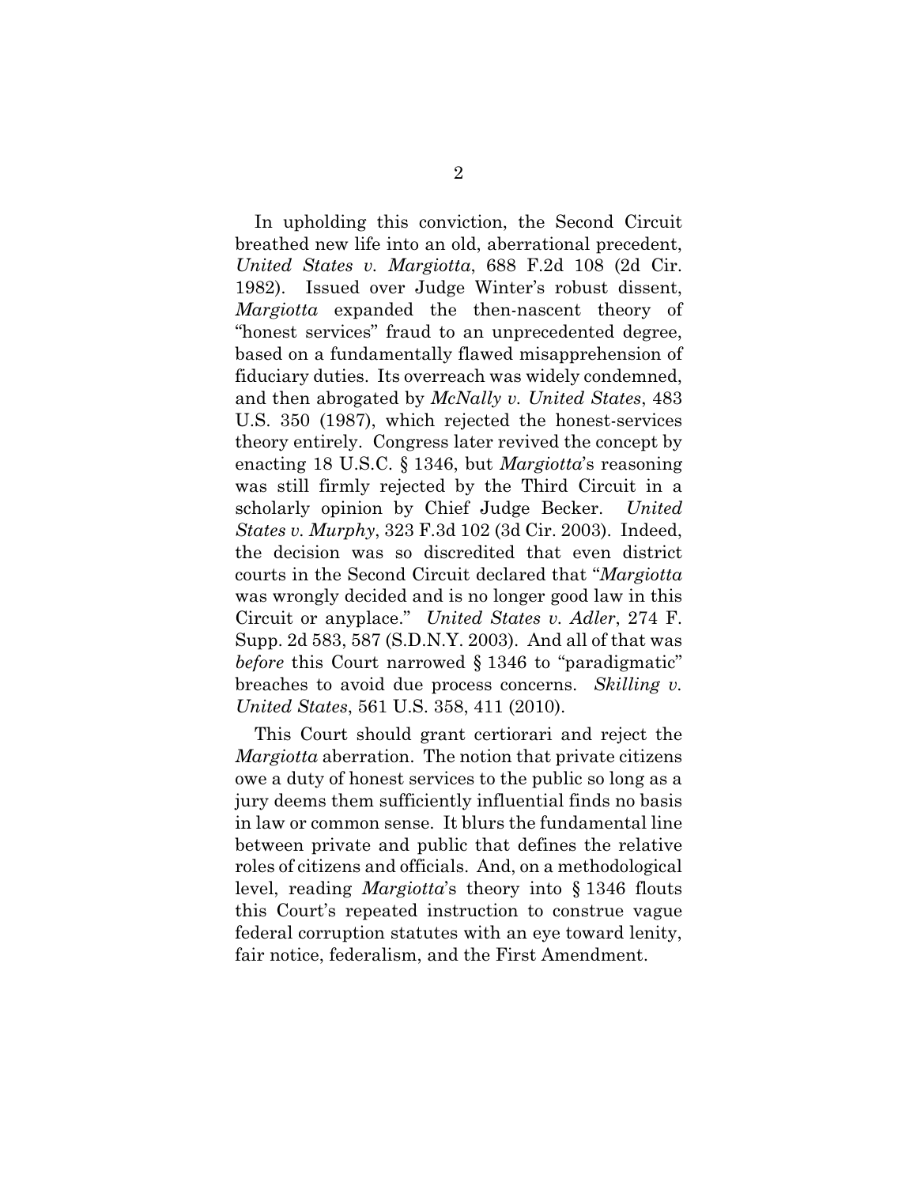In upholding this conviction, the Second Circuit breathed new life into an old, aberrational precedent, *United States v. Margiotta*, 688 F.2d 108 (2d Cir. 1982). Issued over Judge Winter's robust dissent, *Margiotta* expanded the then-nascent theory of "honest services" fraud to an unprecedented degree, based on a fundamentally flawed misapprehension of fiduciary duties. Its overreach was widely condemned, and then abrogated by *McNally v. United States*, 483 U.S. 350 (1987), which rejected the honest-services theory entirely. Congress later revived the concept by enacting 18 U.S.C. § 1346, but *Margiotta*'s reasoning was still firmly rejected by the Third Circuit in a scholarly opinion by Chief Judge Becker. *United States v. Murphy*, 323 F.3d 102 (3d Cir. 2003). Indeed, the decision was so discredited that even district courts in the Second Circuit declared that "*Margiotta* was wrongly decided and is no longer good law in this Circuit or anyplace." *United States v. Adler*, 274 F. Supp. 2d 583, 587 (S.D.N.Y. 2003). And all of that was *before* this Court narrowed § 1346 to "paradigmatic" breaches to avoid due process concerns. *Skilling v. United States*, 561 U.S. 358, 411 (2010).

This Court should grant certiorari and reject the *Margiotta* aberration. The notion that private citizens owe a duty of honest services to the public so long as a jury deems them sufficiently influential finds no basis in law or common sense. It blurs the fundamental line between private and public that defines the relative roles of citizens and officials. And, on a methodological level, reading *Margiotta*'s theory into § 1346 flouts this Court's repeated instruction to construe vague federal corruption statutes with an eye toward lenity, fair notice, federalism, and the First Amendment.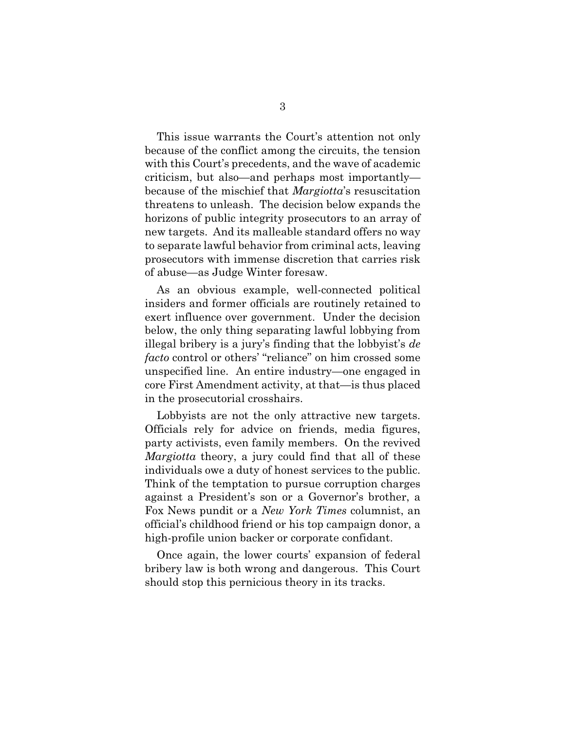This issue warrants the Court's attention not only because of the conflict among the circuits, the tension with this Court's precedents, and the wave of academic criticism, but also—and perhaps most importantly—because of the mischief that *Margiotta*'s resuscitation threatens to unleash. The decision below expands the horizons of public integrity prosecutors to an array of new targets. And its malleable standard offers no way to separate lawful behavior from criminal acts, leaving prosecutors with immense discretion that carries risk of abuse—as Judge Winter foresaw.

As an obvious example, well-connected political insiders and former officials are routinely retained to exert influence over government. Under the decision below, the only thing separating lawful lobbying from illegal bribery is a jury's finding that the lobbyist's *de facto* control or others' "reliance" on him crossed some unspecified line. An entire industry—one engaged in core First Amendment activity, at that—is thus placed in the prosecutorial crosshairs.

Lobbyists are not the only attractive new targets. Officials rely for advice on friends, media figures, party activists, even family members. On the revived *Margiotta* theory, a jury could find that all of these individuals owe a duty of honest services to the public. Think of the temptation to pursue corruption charges against a President's son or a Governor's brother, a Fox News pundit or a *New York Times* columnist, an official's childhood friend or his top campaign donor, a high-profile union backer or corporate confidant.

Once again, the lower courts' expansion of federal bribery law is both wrong and dangerous. This Court should stop this pernicious theory in its tracks.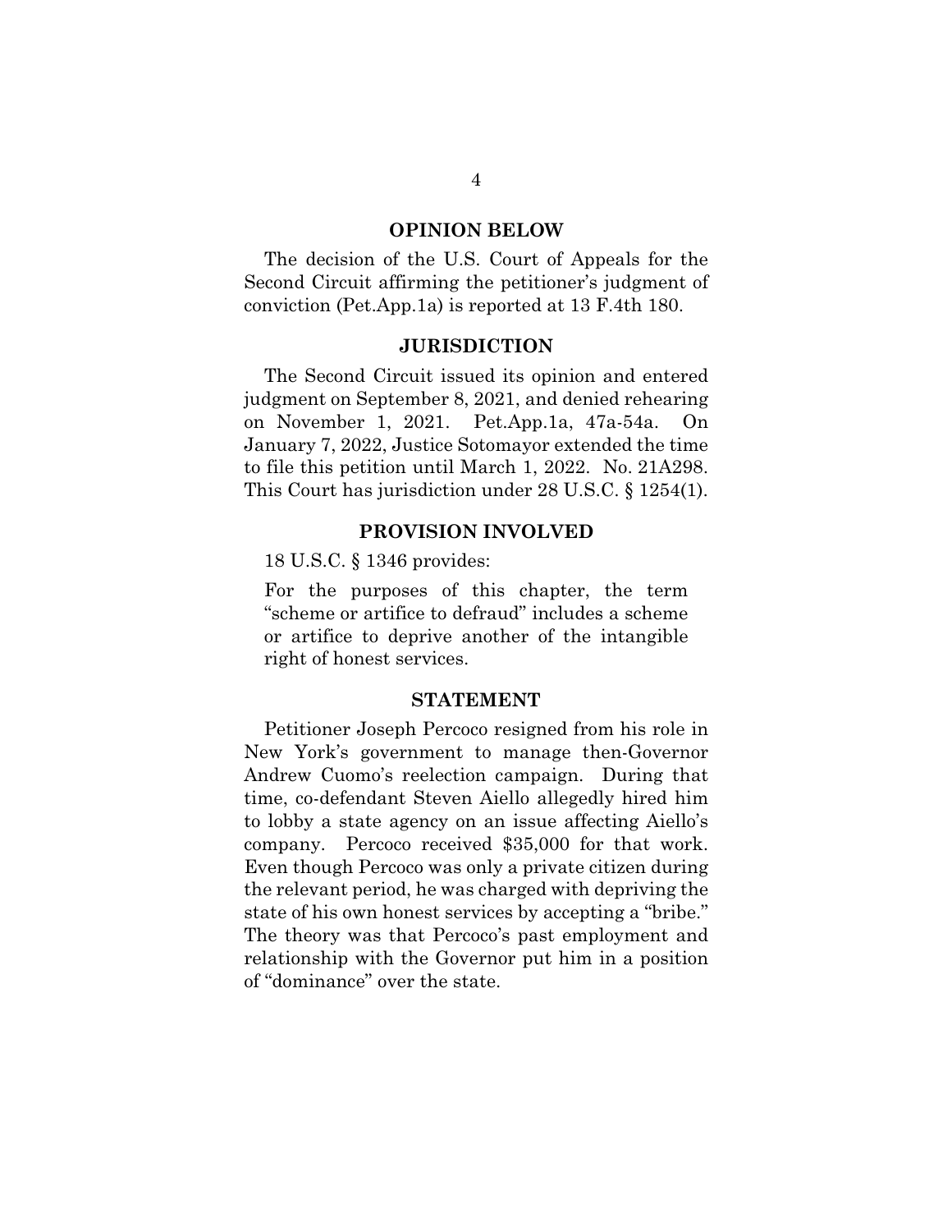## OPINION BELOW

The decision of the U.S. Court of Appeals for the Second Circuit affirming the petitioner's judgment of conviction (Pet.App.1a) is reported at 13 F.4th 180.

## JURISDICTION

The Second Circuit issued its opinion and entered judgment on September 8, 2021, and denied rehearing on November 1, 2021. Pet.App.1a, 47a-54a. On January 7, 2022, Justice Sotomayor extended the time to file this petition until March 1, 2022. No. 21A298. This Court has jurisdiction under 28 U.S.C. § 1254(1).

## PROVISION INVOLVED

18 U.S.C. § 1346 provides:

> For the purposes of this chapter, the term "scheme or artifice to defraud" includes a scheme or artifice to deprive another of the intangible right of honest services.

## STATEMENT

Petitioner Joseph Percoco resigned from his role in New York's government to manage then-Governor Andrew Cuomo's reelection campaign. During that time, co-defendant Steven Aiello allegedly hired him to lobby a state agency on an issue affecting Aiello's company. Percoco received $35,000 for that work. Even though Percoco was only a private citizen during the relevant period, he was charged with depriving the state of his own honest services by accepting a "bribe." The theory was that Percoco's past employment and relationship with the Governor put him in a position of "dominance" over the state.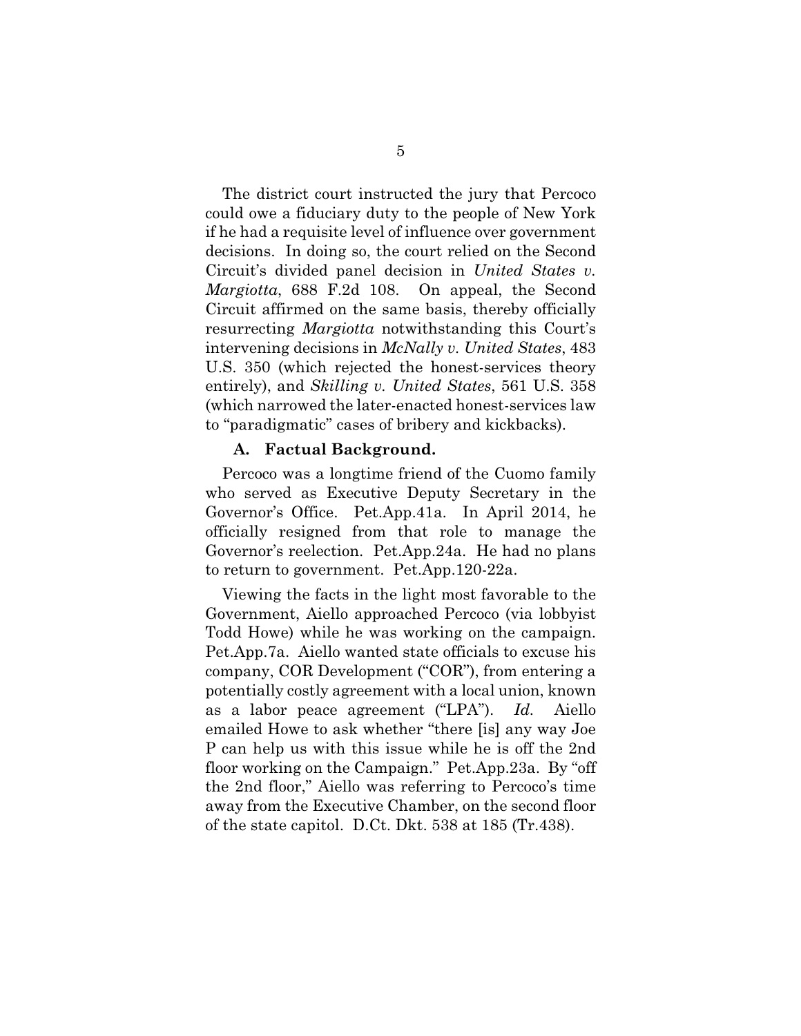The district court instructed the jury that Percoco could owe a fiduciary duty to the people of New York if he had a requisite level of influence over government decisions. In doing so, the court relied on the Second Circuit's divided panel decision in *United States v. Margiotta*, 688 F.2d 108. On appeal, the Second Circuit affirmed on the same basis, thereby officially resurrecting *Margiotta* notwithstanding this Court's intervening decisions in *McNally v. United States*, 483 U.S. 350 (which rejected the honest-services theory entirely), and *Skilling v. United States*, 561 U.S. 358 (which narrowed the later-enacted honest-services law to "paradigmatic" cases of bribery and kickbacks).

### A. Factual Background.

Percoco was a longtime friend of the Cuomo family who served as Executive Deputy Secretary in the Governor's Office. Pet.App.41a. In April 2014, he officially resigned from that role to manage the Governor's reelection. Pet.App.24a. He had no plans to return to government. Pet.App.120-22a.

Viewing the facts in the light most favorable to the Government, Aiello approached Percoco (via lobbyist Todd Howe) while he was working on the campaign. Pet.App.7a. Aiello wanted state officials to excuse his company, COR Development ("COR"), from entering a potentially costly agreement with a local union, known as a labor peace agreement ("LPA"). *Id.* Aiello emailed Howe to ask whether "there [is] any way Joe P can help us with this issue while he is off the 2nd floor working on the Campaign." Pet.App.23a. By "off the 2nd floor," Aiello was referring to Percoco's time away from the Executive Chamber, on the second floor of the state capitol. D.Ct. Dkt. 538 at 185 (Tr.438).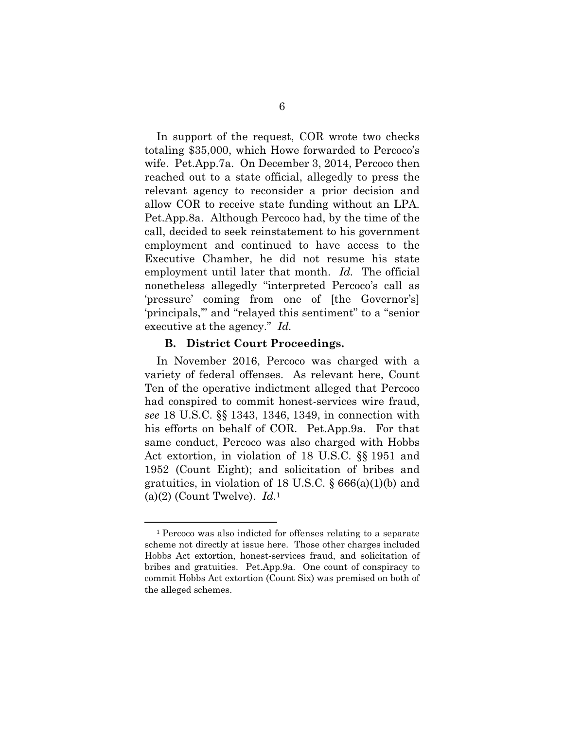In support of the request, COR wrote two checks totaling $35,000, which Howe forwarded to Percoco's wife. Pet.App.7a. On December 3, 2014, Percoco then reached out to a state official, allegedly to press the relevant agency to reconsider a prior decision and allow COR to receive state funding without an LPA. Pet.App.8a. Although Percoco had, by the time of the call, decided to seek reinstatement to his government employment and continued to have access to the Executive Chamber, he did not resume his state employment until later that month. *Id.* The official nonetheless allegedly "interpreted Percoco's call as 'pressure' coming from one of [the Governor's] 'principals,'" and "relayed this sentiment" to a "senior executive at the agency." *Id.*

### B. District Court Proceedings.

In November 2016, Percoco was charged with a variety of federal offenses. As relevant here, Count Ten of the operative indictment alleged that Percoco had conspired to commit honest-services wire fraud, *see* 18 U.S.C. §§ 1343, 1346, 1349, in connection with his efforts on behalf of COR. Pet.App.9a. For that same conduct, Percoco was also charged with Hobbs Act extortion, in violation of 18 U.S.C. §§ 1951 and 1952 (Count Eight); and solicitation of bribes and gratuities, in violation of 18 U.S.C. § 666(a)(1)(b) and (a)(2) (Count Twelve). *Id.*[1]

---

[1] Percoco was also indicted for offenses relating to a separate scheme not directly at issue here. Those other charges included Hobbs Act extortion, honest-services fraud, and solicitation of bribes and gratuities. Pet.App.9a. One count of conspiracy to commit Hobbs Act extortion (Count Six) was premised on both of the alleged schemes.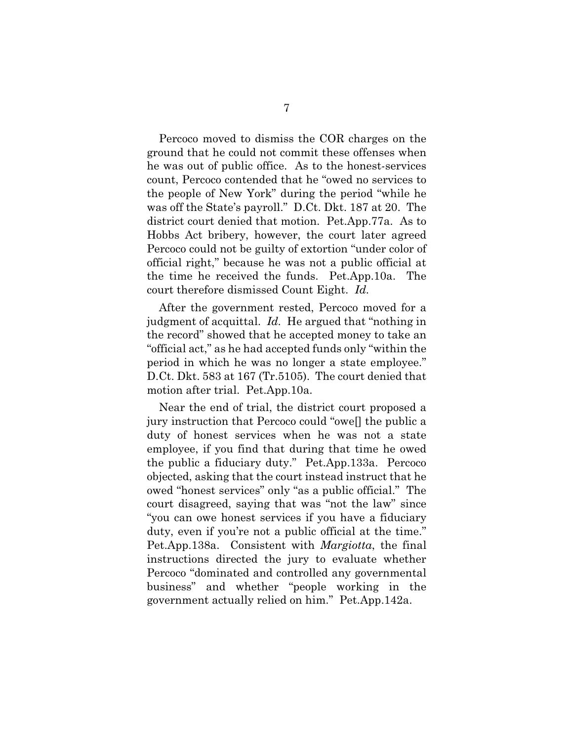Percoco moved to dismiss the COR charges on the ground that he could not commit these offenses when he was out of public office. As to the honest-services count, Percoco contended that he "owed no services to the people of New York" during the period "while he was off the State's payroll." D.Ct. Dkt. 187 at 20. The district court denied that motion. Pet.App.77a. As to Hobbs Act bribery, however, the court later agreed Percoco could not be guilty of extortion "under color of official right," because he was not a public official at the time he received the funds. Pet.App.10a. The court therefore dismissed Count Eight. *Id.*

After the government rested, Percoco moved for a judgment of acquittal. *Id.* He argued that "nothing in the record" showed that he accepted money to take an "official act," as he had accepted funds only "within the period in which he was no longer a state employee." D.Ct. Dkt. 583 at 167 (Tr.5105). The court denied that motion after trial. Pet.App.10a.

Near the end of trial, the district court proposed a jury instruction that Percoco could "owe[] the public a duty of honest services when he was not a state employee, if you find that during that time he owed the public a fiduciary duty." Pet.App.133a. Percoco objected, asking that the court instead instruct that he owed "honest services" only "as a public official." The court disagreed, saying that was "not the law" since "you can owe honest services if you have a fiduciary duty, even if you're not a public official at the time." Pet.App.138a. Consistent with *Margiotta*, the final instructions directed the jury to evaluate whether Percoco "dominated and controlled any governmental business" and whether "people working in the government actually relied on him." Pet.App.142a.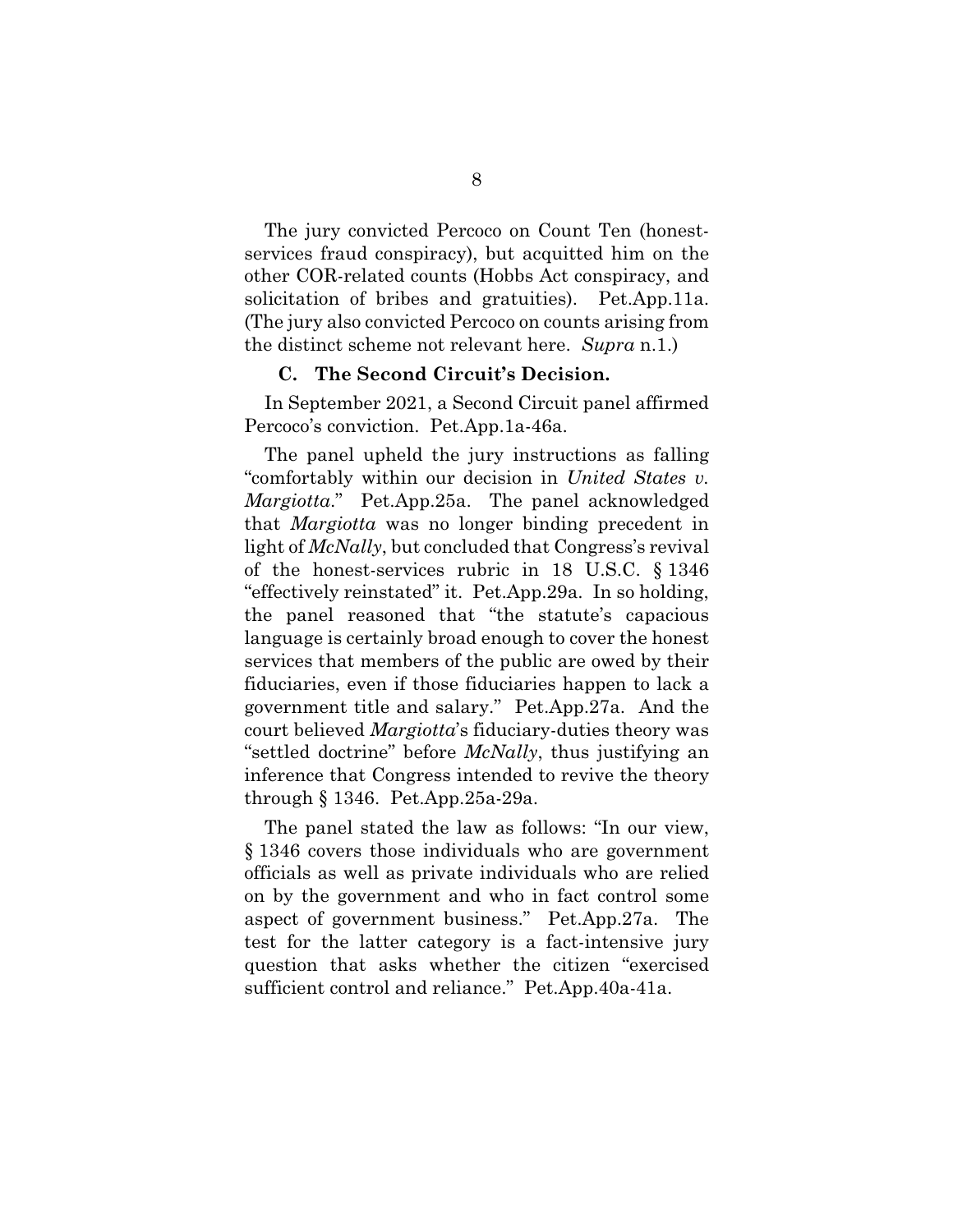The jury convicted Percoco on Count Ten (honest-services fraud conspiracy), but acquitted him on the other COR-related counts (Hobbs Act conspiracy, and solicitation of bribes and gratuities). Pet.App.11a. (The jury also convicted Percoco on counts arising from the distinct scheme not relevant here. *Supra* n.1.)

### C. The Second Circuit's Decision.

In September 2021, a Second Circuit panel affirmed Percoco's conviction. Pet.App.1a-46a.

The panel upheld the jury instructions as falling "comfortably within our decision in *United States v. Margiotta*." Pet.App.25a. The panel acknowledged that *Margiotta* was no longer binding precedent in light of *McNally*, but concluded that Congress's revival of the honest-services rubric in 18 U.S.C. § 1346 "effectively reinstated" it. Pet.App.29a. In so holding, the panel reasoned that "the statute's capacious language is certainly broad enough to cover the honest services that members of the public are owed by their fiduciaries, even if those fiduciaries happen to lack a government title and salary." Pet.App.27a. And the court believed *Margiotta*'s fiduciary-duties theory was "settled doctrine" before *McNally*, thus justifying an inference that Congress intended to revive the theory through § 1346. Pet.App.25a-29a.

The panel stated the law as follows: "In our view, § 1346 covers those individuals who are government officials as well as private individuals who are relied on by the government and who in fact control some aspect of government business." Pet.App.27a. The test for the latter category is a fact-intensive jury question that asks whether the citizen "exercised sufficient control and reliance." Pet.App.40a-41a.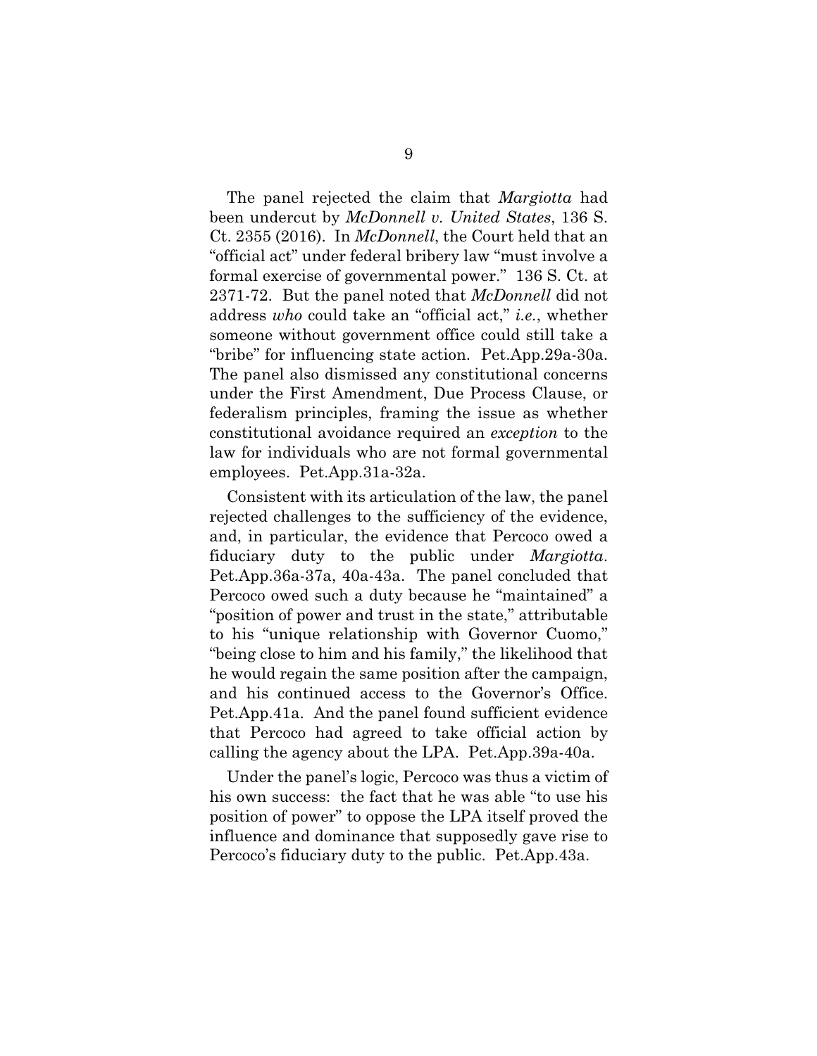The panel rejected the claim that *Margiotta* had been undercut by *McDonnell v. United States*, 136 S. Ct. 2355 (2016). In *McDonnell*, the Court held that an "official act" under federal bribery law "must involve a formal exercise of governmental power." 136 S. Ct. at 2371-72. But the panel noted that *McDonnell* did not address *who* could take an "official act," *i.e.*, whether someone without government office could still take a "bribe" for influencing state action. Pet.App.29a-30a. The panel also dismissed any constitutional concerns under the First Amendment, Due Process Clause, or federalism principles, framing the issue as whether constitutional avoidance required an *exception* to the law for individuals who are not formal governmental employees. Pet.App.31a-32a.

Consistent with its articulation of the law, the panel rejected challenges to the sufficiency of the evidence, and, in particular, the evidence that Percoco owed a fiduciary duty to the public under *Margiotta*. Pet.App.36a-37a, 40a-43a. The panel concluded that Percoco owed such a duty because he "maintained" a "position of power and trust in the state," attributable to his "unique relationship with Governor Cuomo," "being close to him and his family," the likelihood that he would regain the same position after the campaign, and his continued access to the Governor's Office. Pet.App.41a. And the panel found sufficient evidence that Percoco had agreed to take official action by calling the agency about the LPA. Pet.App.39a-40a.

Under the panel's logic, Percoco was thus a victim of his own success: the fact that he was able "to use his position of power" to oppose the LPA itself proved the influence and dominance that supposedly gave rise to Percoco's fiduciary duty to the public. Pet.App.43a.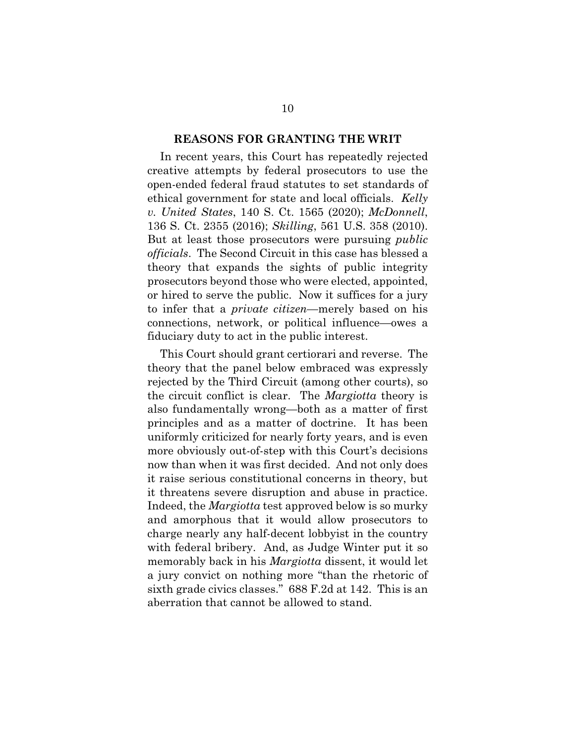## REASONS FOR GRANTING THE WRIT

In recent years, this Court has repeatedly rejected creative attempts by federal prosecutors to use the open-ended federal fraud statutes to set standards of ethical government for state and local officials. *Kelly v. United States*, 140 S. Ct. 1565 (2020); *McDonnell*, 136 S. Ct. 2355 (2016); *Skilling*, 561 U.S. 358 (2010). But at least those prosecutors were pursuing *public officials*. The Second Circuit in this case has blessed a theory that expands the sights of public integrity prosecutors beyond those who were elected, appointed, or hired to serve the public. Now it suffices for a jury to infer that a *private citizen*—merely based on his connections, network, or political influence—owes a fiduciary duty to act in the public interest.

This Court should grant certiorari and reverse. The theory that the panel below embraced was expressly rejected by the Third Circuit (among other courts), so the circuit conflict is clear. The *Margiotta* theory is also fundamentally wrong—both as a matter of first principles and as a matter of doctrine. It has been uniformly criticized for nearly forty years, and is even more obviously out-of-step with this Court's decisions now than when it was first decided. And not only does it raise serious constitutional concerns in theory, but it threatens severe disruption and abuse in practice. Indeed, the *Margiotta* test approved below is so murky and amorphous that it would allow prosecutors to charge nearly any half-decent lobbyist in the country with federal bribery. And, as Judge Winter put it so memorably back in his *Margiotta* dissent, it would let a jury convict on nothing more "than the rhetoric of sixth grade civics classes." 688 F.2d at 142. This is an aberration that cannot be allowed to stand.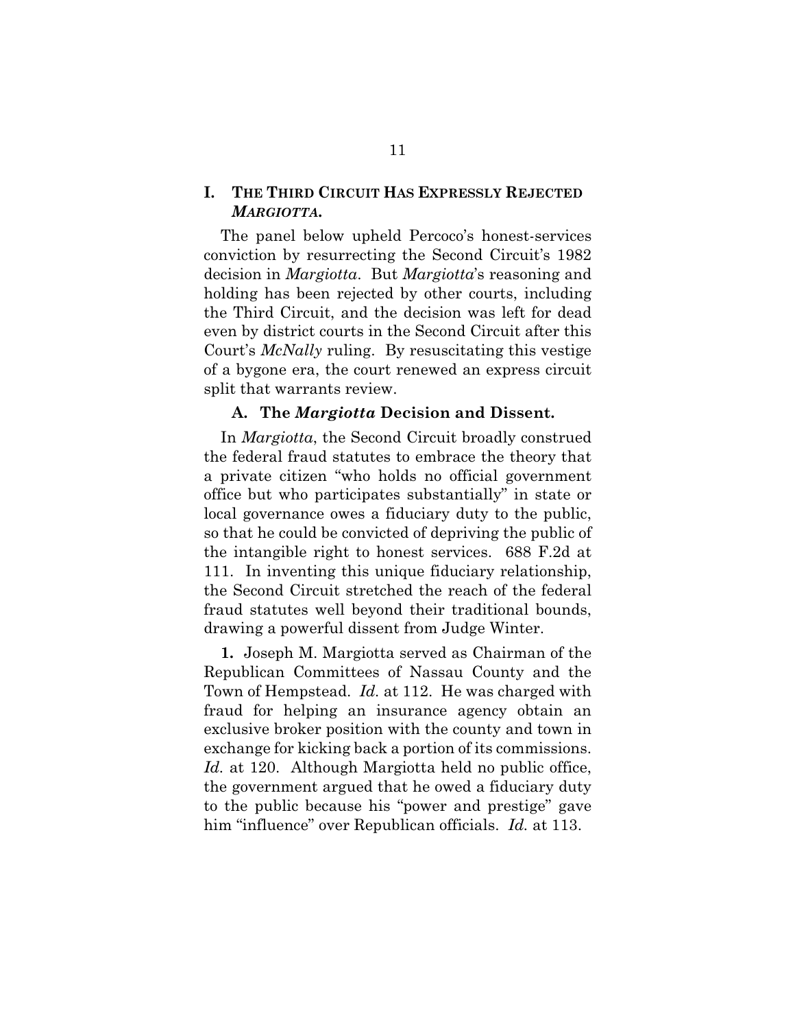## I. THE THIRD CIRCUIT HAS EXPRESSLY REJECTED *MARGIOTTA*.

The panel below upheld Percoco's honest-services conviction by resurrecting the Second Circuit's 1982 decision in *Margiotta*. But *Margiotta*'s reasoning and holding has been rejected by other courts, including the Third Circuit, and the decision was left for dead even by district courts in the Second Circuit after this Court's *McNally* ruling. By resuscitating this vestige of a bygone era, the court renewed an express circuit split that warrants review.

### A. The *Margiotta* Decision and Dissent.

In *Margiotta*, the Second Circuit broadly construed the federal fraud statutes to embrace the theory that a private citizen "who holds no official government office but who participates substantially" in state or local governance owes a fiduciary duty to the public, so that he could be convicted of depriving the public of the intangible right to honest services. 688 F.2d at 111. In inventing this unique fiduciary relationship, the Second Circuit stretched the reach of the federal fraud statutes well beyond their traditional bounds, drawing a powerful dissent from Judge Winter.

**1.** Joseph M. Margiotta served as Chairman of the Republican Committees of Nassau County and the Town of Hempstead. *Id.* at 112. He was charged with fraud for helping an insurance agency obtain an exclusive broker position with the county and town in exchange for kicking back a portion of its commissions. *Id.* at 120. Although Margiotta held no public office, the government argued that he owed a fiduciary duty to the public because his "power and prestige" gave him "influence" over Republican officials. *Id.* at 113.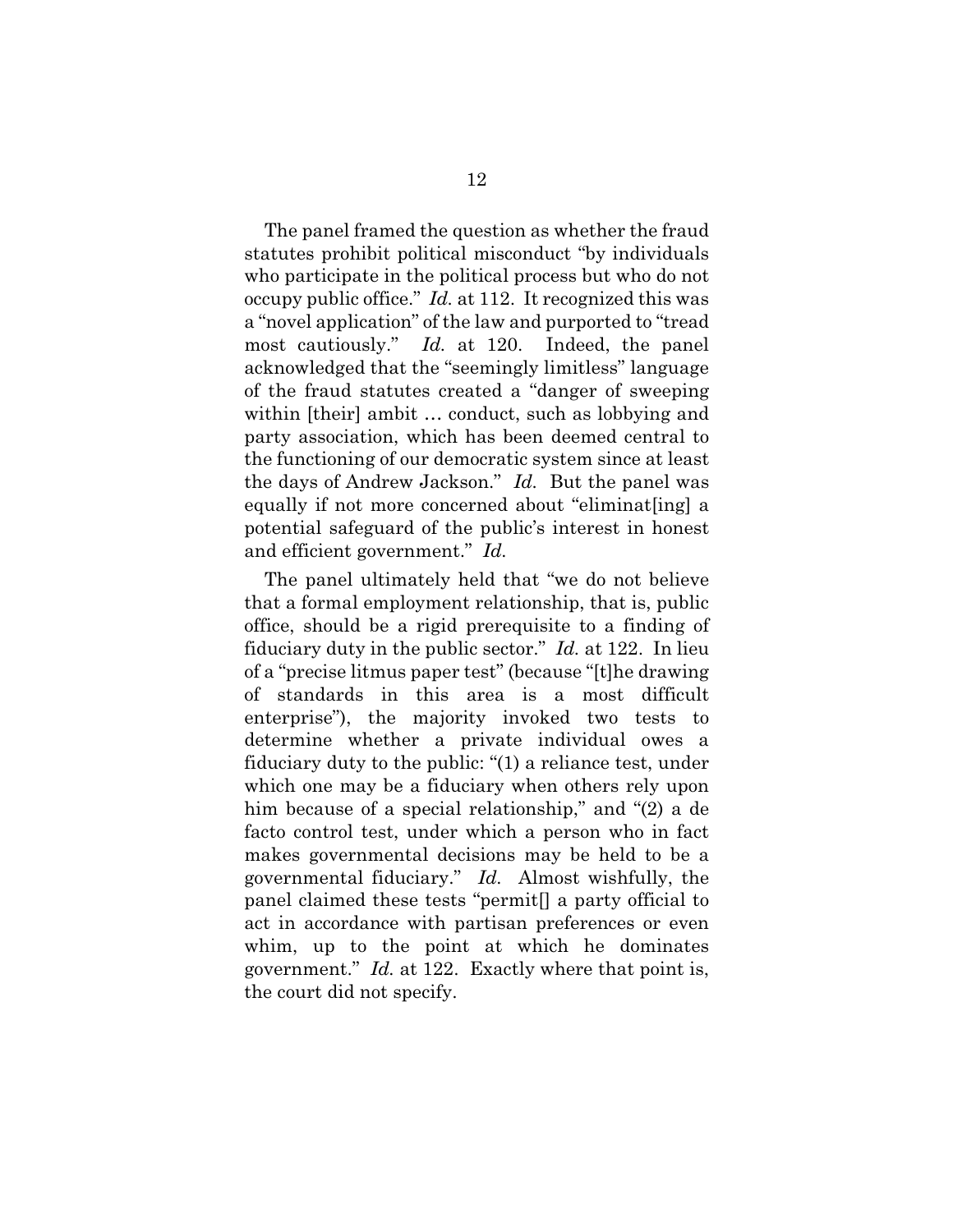The panel framed the question as whether the fraud statutes prohibit political misconduct "by individuals who participate in the political process but who do not occupy public office." *Id.* at 112. It recognized this was a "novel application" of the law and purported to "tread most cautiously." *Id.* at 120. Indeed, the panel acknowledged that the "seemingly limitless" language of the fraud statutes created a "danger of sweeping within [their] ambit … conduct, such as lobbying and party association, which has been deemed central to the functioning of our democratic system since at least the days of Andrew Jackson." *Id.* But the panel was equally if not more concerned about "eliminat[ing] a potential safeguard of the public's interest in honest and efficient government." *Id.*

The panel ultimately held that "we do not believe that a formal employment relationship, that is, public office, should be a rigid prerequisite to a finding of fiduciary duty in the public sector." *Id.* at 122. In lieu of a "precise litmus paper test" (because "[t]he drawing of standards in this area is a most difficult enterprise"), the majority invoked two tests to determine whether a private individual owes a fiduciary duty to the public: "(1) a reliance test, under which one may be a fiduciary when others rely upon him because of a special relationship," and "(2) a de facto control test, under which a person who in fact makes governmental decisions may be held to be a governmental fiduciary." *Id.* Almost wishfully, the panel claimed these tests "permit[] a party official to act in accordance with partisan preferences or even whim, up to the point at which he dominates government." *Id.* at 122. Exactly where that point is, the court did not specify.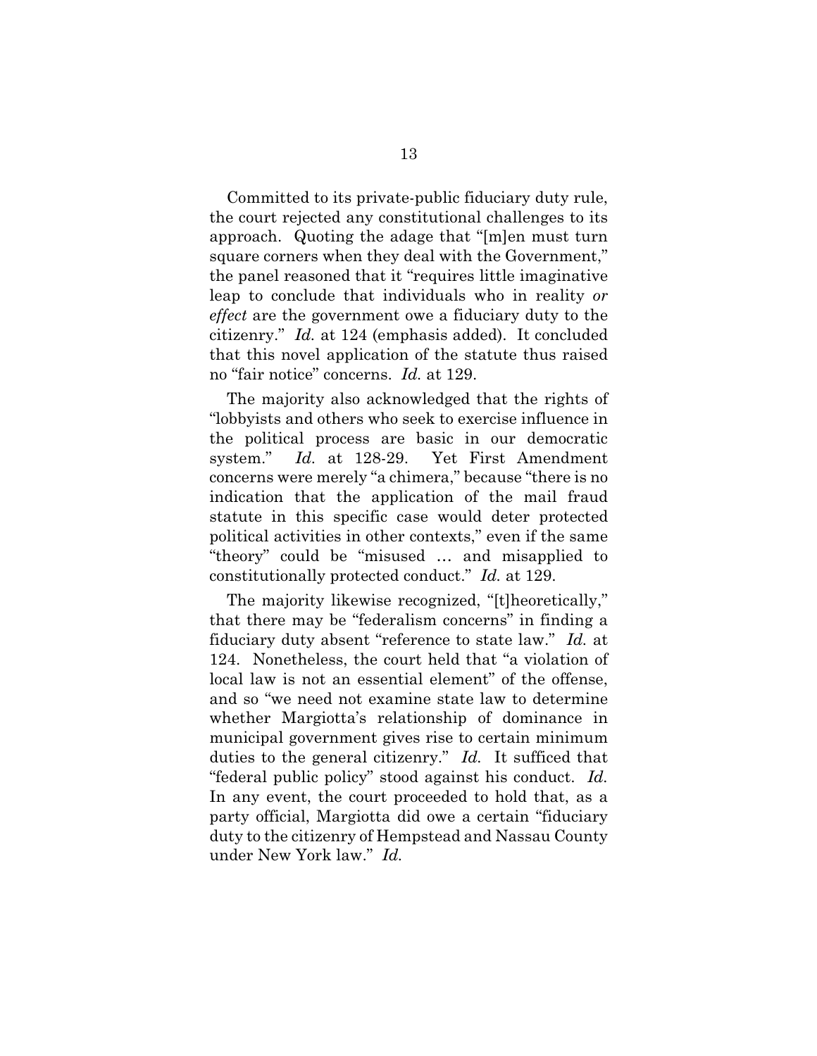Committed to its private-public fiduciary duty rule, the court rejected any constitutional challenges to its approach. Quoting the adage that "[m]en must turn square corners when they deal with the Government," the panel reasoned that it "requires little imaginative leap to conclude that individuals who in reality *or effect* are the government owe a fiduciary duty to the citizenry." *Id.* at 124 (emphasis added). It concluded that this novel application of the statute thus raised no "fair notice" concerns. *Id.* at 129.

The majority also acknowledged that the rights of "lobbyists and others who seek to exercise influence in the political process are basic in our democratic system." *Id.* at 128-29. Yet First Amendment concerns were merely "a chimera," because "there is no indication that the application of the mail fraud statute in this specific case would deter protected political activities in other contexts," even if the same "theory" could be "misused … and misapplied to constitutionally protected conduct." *Id.* at 129.

The majority likewise recognized, "[t]heoretically," that there may be "federalism concerns" in finding a fiduciary duty absent "reference to state law." *Id.* at 124. Nonetheless, the court held that "a violation of local law is not an essential element" of the offense, and so "we need not examine state law to determine whether Margiotta's relationship of dominance in municipal government gives rise to certain minimum duties to the general citizenry." *Id.* It sufficed that "federal public policy" stood against his conduct. *Id.* In any event, the court proceeded to hold that, as a party official, Margiotta did owe a certain "fiduciary duty to the citizenry of Hempstead and Nassau County under New York law." *Id.*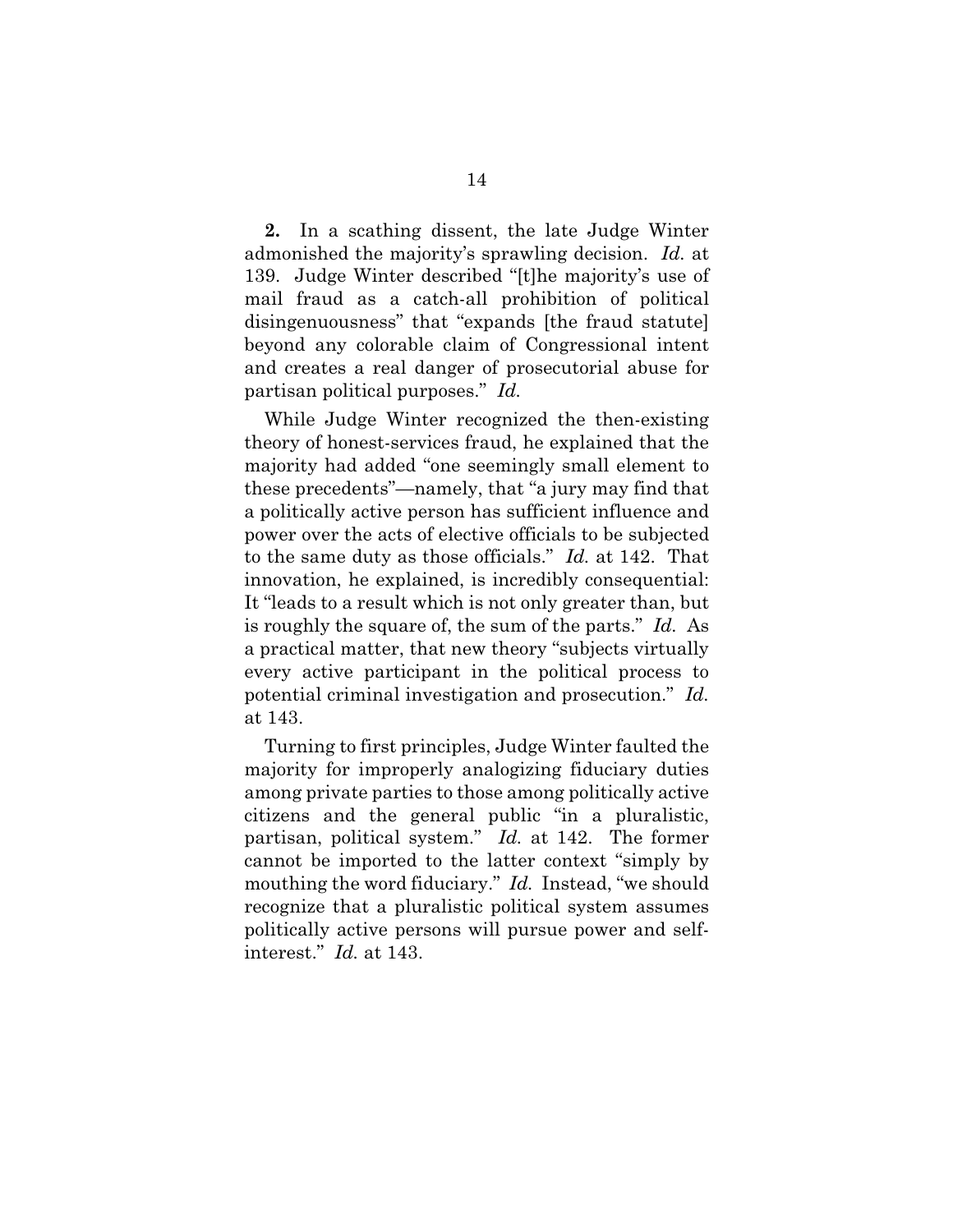**2.** In a scathing dissent, the late Judge Winter admonished the majority's sprawling decision. *Id.* at 139. Judge Winter described "[t]he majority's use of mail fraud as a catch-all prohibition of political disingenuousness" that "expands [the fraud statute] beyond any colorable claim of Congressional intent and creates a real danger of prosecutorial abuse for partisan political purposes." *Id.*

While Judge Winter recognized the then-existing theory of honest-services fraud, he explained that the majority had added "one seemingly small element to these precedents"—namely, that "a jury may find that a politically active person has sufficient influence and power over the acts of elective officials to be subjected to the same duty as those officials." *Id.* at 142. That innovation, he explained, is incredibly consequential: It "leads to a result which is not only greater than, but is roughly the square of, the sum of the parts." *Id.* As a practical matter, that new theory "subjects virtually every active participant in the political process to potential criminal investigation and prosecution." *Id.* at 143.

Turning to first principles, Judge Winter faulted the majority for improperly analogizing fiduciary duties among private parties to those among politically active citizens and the general public "in a pluralistic, partisan, political system." *Id.* at 142. The former cannot be imported to the latter context "simply by mouthing the word fiduciary." *Id.* Instead, "we should recognize that a pluralistic political system assumes politically active persons will pursue power and self-interest." *Id.* at 143.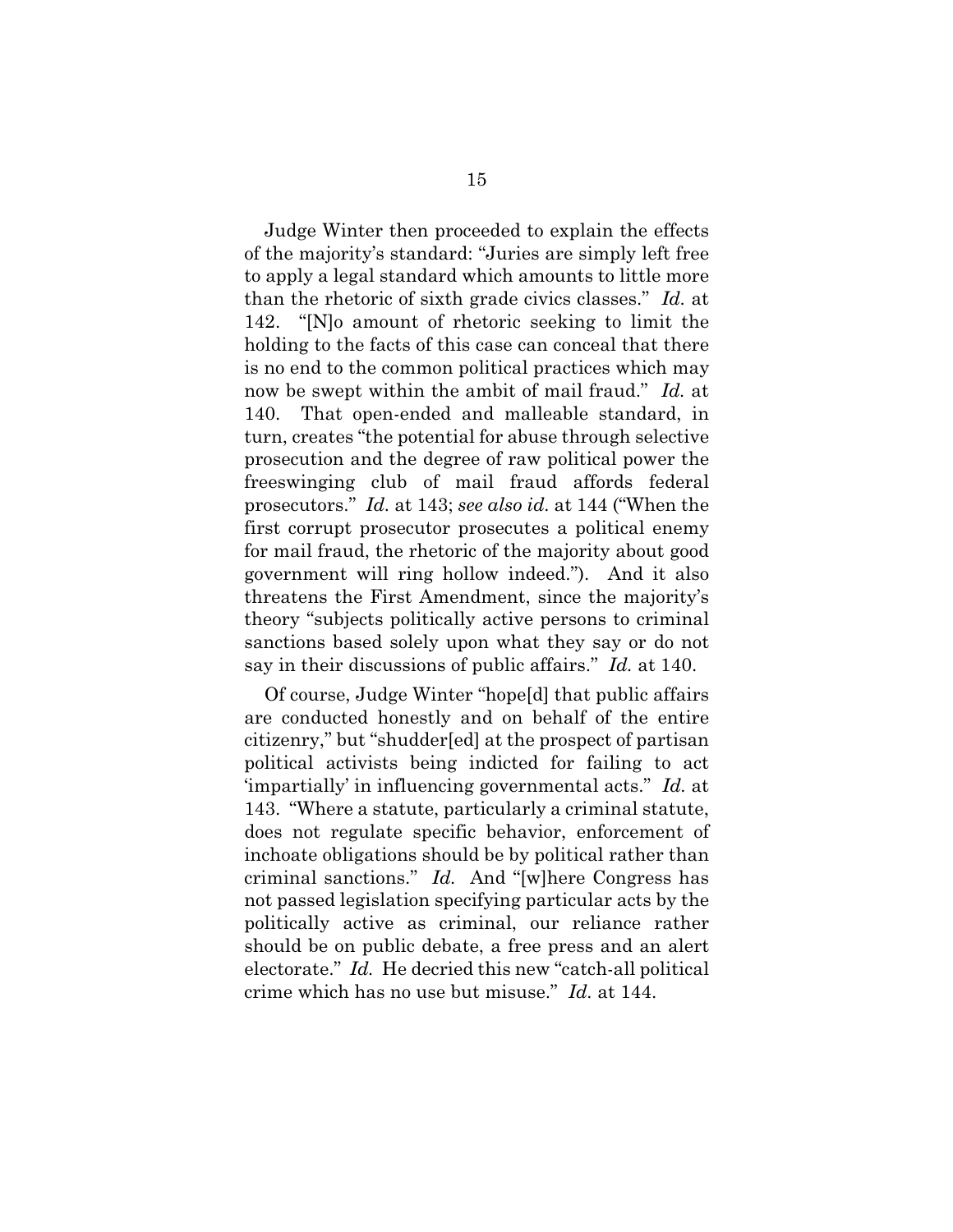Judge Winter then proceeded to explain the effects of the majority's standard: "Juries are simply left free to apply a legal standard which amounts to little more than the rhetoric of sixth grade civics classes." *Id.* at 142. "[N]o amount of rhetoric seeking to limit the holding to the facts of this case can conceal that there is no end to the common political practices which may now be swept within the ambit of mail fraud." *Id.* at 140. That open-ended and malleable standard, in turn, creates "the potential for abuse through selective prosecution and the degree of raw political power the freeswinging club of mail fraud affords federal prosecutors." *Id.* at 143; *see also id.* at 144 ("When the first corrupt prosecutor prosecutes a political enemy for mail fraud, the rhetoric of the majority about good government will ring hollow indeed."). And it also threatens the First Amendment, since the majority's theory "subjects politically active persons to criminal sanctions based solely upon what they say or do not say in their discussions of public affairs." *Id.* at 140.

Of course, Judge Winter "hope[d] that public affairs are conducted honestly and on behalf of the entire citizenry," but "shudder[ed] at the prospect of partisan political activists being indicted for failing to act 'impartially' in influencing governmental acts." *Id.* at 143. "Where a statute, particularly a criminal statute, does not regulate specific behavior, enforcement of inchoate obligations should be by political rather than criminal sanctions." *Id.* And "[w]here Congress has not passed legislation specifying particular acts by the politically active as criminal, our reliance rather should be on public debate, a free press and an alert electorate." *Id.* He decried this new "catch-all political crime which has no use but misuse." *Id.* at 144.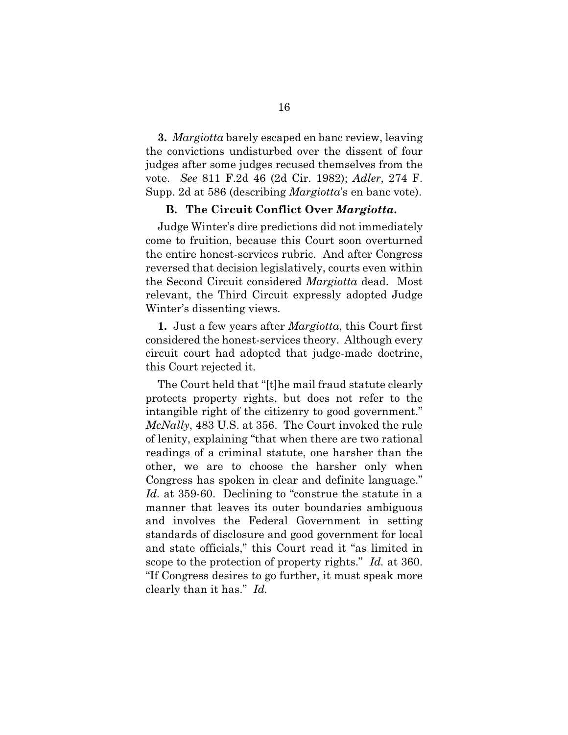**3.** *Margiotta* barely escaped en banc review, leaving the convictions undisturbed over the dissent of four judges after some judges recused themselves from the vote. *See* 811 F.2d 46 (2d Cir. 1982); *Adler*, 274 F. Supp. 2d at 586 (describing *Margiotta*'s en banc vote).

### B. The Circuit Conflict Over *Margiotta*.

Judge Winter's dire predictions did not immediately come to fruition, because this Court soon overturned the entire honest-services rubric. And after Congress reversed that decision legislatively, courts even within the Second Circuit considered *Margiotta* dead. Most relevant, the Third Circuit expressly adopted Judge Winter's dissenting views.

**1.** Just a few years after *Margiotta*, this Court first considered the honest-services theory. Although every circuit court had adopted that judge-made doctrine, this Court rejected it.

The Court held that "[t]he mail fraud statute clearly protects property rights, but does not refer to the intangible right of the citizenry to good government." *McNally*, 483 U.S. at 356. The Court invoked the rule of lenity, explaining "that when there are two rational readings of a criminal statute, one harsher than the other, we are to choose the harsher only when Congress has spoken in clear and definite language." *Id.* at 359-60. Declining to "construe the statute in a manner that leaves its outer boundaries ambiguous and involves the Federal Government in setting standards of disclosure and good government for local and state officials," this Court read it "as limited in scope to the protection of property rights." *Id.* at 360. "If Congress desires to go further, it must speak more clearly than it has." *Id.*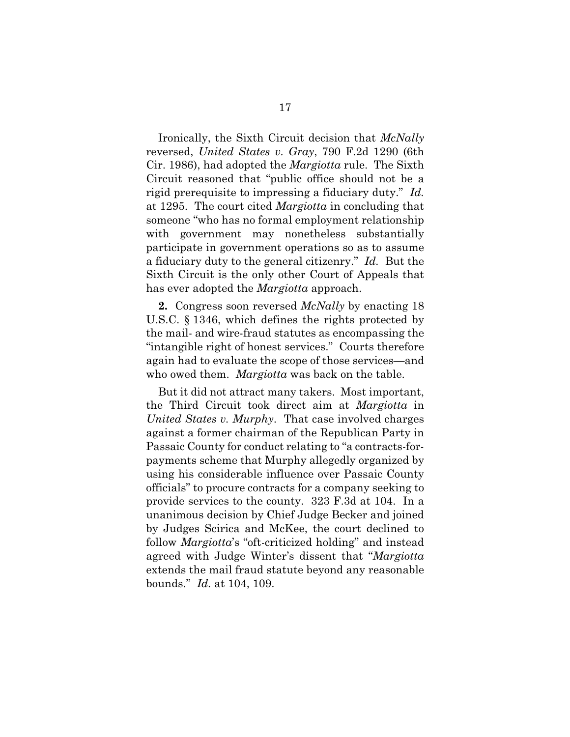Ironically, the Sixth Circuit decision that *McNally* reversed, *United States v. Gray*, 790 F.2d 1290 (6th Cir. 1986), had adopted the *Margiotta* rule. The Sixth Circuit reasoned that "public office should not be a rigid prerequisite to impressing a fiduciary duty." *Id.* at 1295. The court cited *Margiotta* in concluding that someone "who has no formal employment relationship with government may nonetheless substantially participate in government operations so as to assume a fiduciary duty to the general citizenry." *Id.* But the Sixth Circuit is the only other Court of Appeals that has ever adopted the *Margiotta* approach.

**2.** Congress soon reversed *McNally* by enacting 18 U.S.C. § 1346, which defines the rights protected by the mail- and wire-fraud statutes as encompassing the "intangible right of honest services." Courts therefore again had to evaluate the scope of those services—and who owed them. *Margiotta* was back on the table.

But it did not attract many takers. Most important, the Third Circuit took direct aim at *Margiotta* in *United States v. Murphy*. That case involved charges against a former chairman of the Republican Party in Passaic County for conduct relating to "a contracts-for-payments scheme that Murphy allegedly organized by using his considerable influence over Passaic County officials" to procure contracts for a company seeking to provide services to the county. 323 F.3d at 104. In a unanimous decision by Chief Judge Becker and joined by Judges Scirica and McKee, the court declined to follow *Margiotta*'s "oft-criticized holding" and instead agreed with Judge Winter's dissent that "*Margiotta* extends the mail fraud statute beyond any reasonable bounds." *Id.* at 104, 109.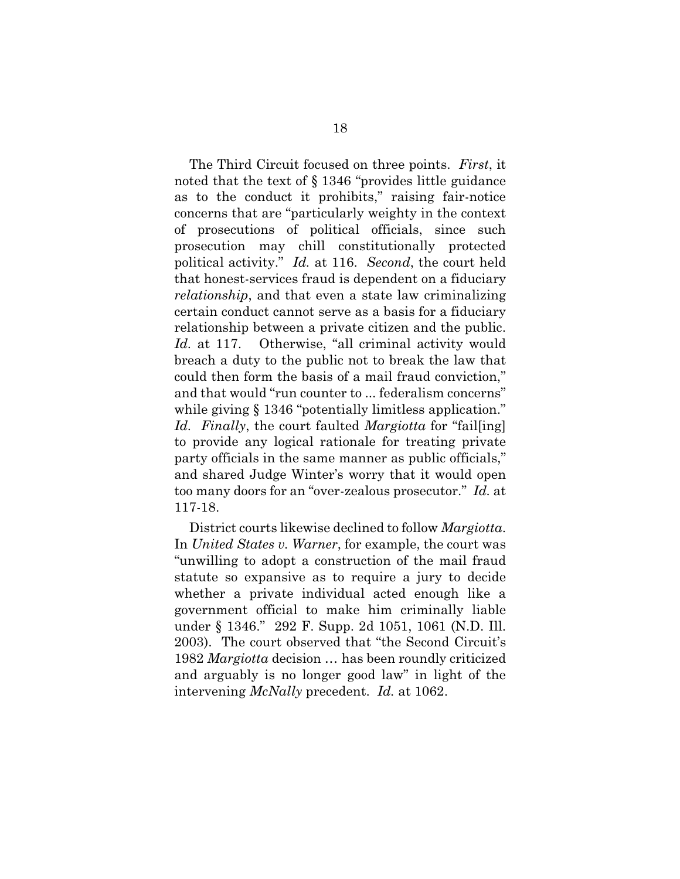The Third Circuit focused on three points. *First*, it noted that the text of § 1346 "provides little guidance as to the conduct it prohibits," raising fair-notice concerns that are "particularly weighty in the context of prosecutions of political officials, since such prosecution may chill constitutionally protected political activity." *Id.* at 116. *Second*, the court held that honest-services fraud is dependent on a fiduciary *relationship*, and that even a state law criminalizing certain conduct cannot serve as a basis for a fiduciary relationship between a private citizen and the public. *Id.* at 117. Otherwise, "all criminal activity would breach a duty to the public not to break the law that could then form the basis of a mail fraud conviction," and that would "run counter to ... federalism concerns" while giving § 1346 "potentially limitless application." *Id.* *Finally*, the court faulted *Margiotta* for "fail[ing] to provide any logical rationale for treating private party officials in the same manner as public officials," and shared Judge Winter's worry that it would open too many doors for an "over-zealous prosecutor." *Id.* at 117-18.

District courts likewise declined to follow *Margiotta*. In *United States v. Warner*, for example, the court was "unwilling to adopt a construction of the mail fraud statute so expansive as to require a jury to decide whether a private individual acted enough like a government official to make him criminally liable under § 1346." 292 F. Supp. 2d 1051, 1061 (N.D. Ill. 2003). The court observed that "the Second Circuit's 1982 *Margiotta* decision … has been roundly criticized and arguably is no longer good law" in light of the intervening *McNally* precedent. *Id.* at 1062.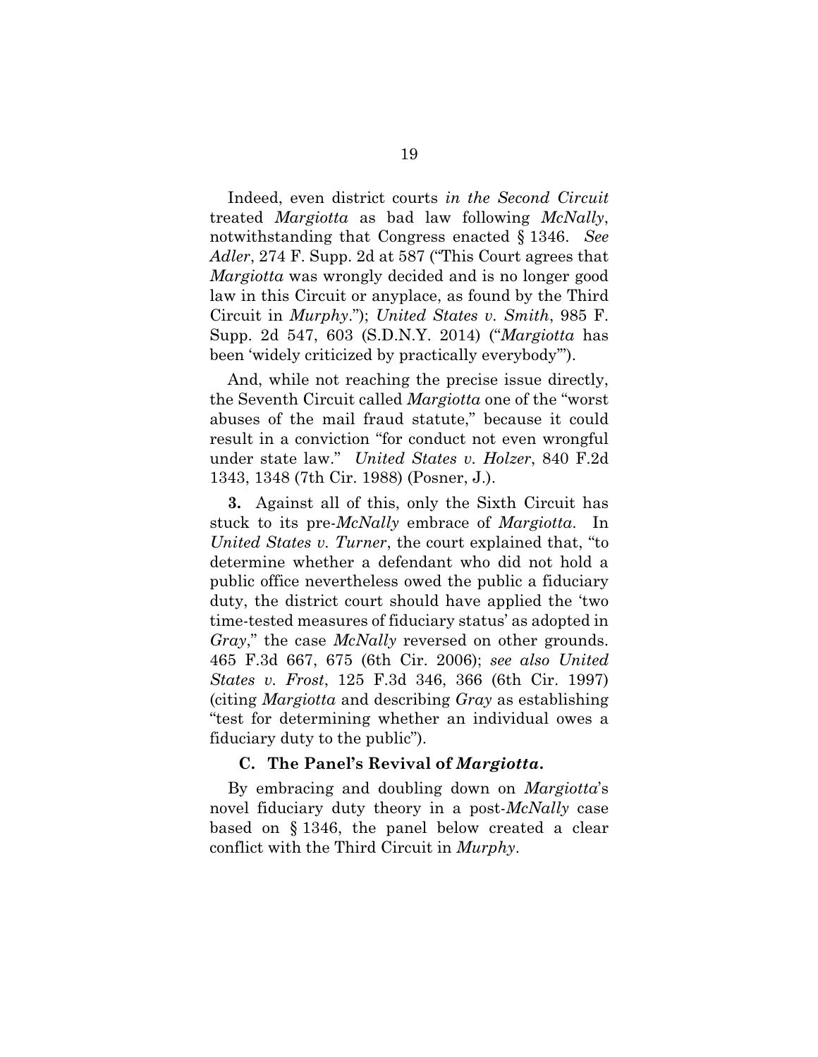Indeed, even district courts *in the Second Circuit* treated *Margiotta* as bad law following *McNally*, notwithstanding that Congress enacted § 1346. *See Adler*, 274 F. Supp. 2d at 587 ("This Court agrees that *Margiotta* was wrongly decided and is no longer good law in this Circuit or anyplace, as found by the Third Circuit in *Murphy*."); *United States v. Smith*, 985 F. Supp. 2d 547, 603 (S.D.N.Y. 2014) ("*Margiotta* has been 'widely criticized by practically everybody'").

And, while not reaching the precise issue directly, the Seventh Circuit called *Margiotta* one of the "worst abuses of the mail fraud statute," because it could result in a conviction "for conduct not even wrongful under state law." *United States v. Holzer*, 840 F.2d 1343, 1348 (7th Cir. 1988) (Posner, J.).

**3.** Against all of this, only the Sixth Circuit has stuck to its pre-*McNally* embrace of *Margiotta*. In *United States v. Turner*, the court explained that, "to determine whether a defendant who did not hold a public office nevertheless owed the public a fiduciary duty, the district court should have applied the 'two time-tested measures of fiduciary status' as adopted in *Gray*," the case *McNally* reversed on other grounds. 465 F.3d 667, 675 (6th Cir. 2006); *see also United States v. Frost*, 125 F.3d 346, 366 (6th Cir. 1997) (citing *Margiotta* and describing *Gray* as establishing "test for determining whether an individual owes a fiduciary duty to the public").

### C. The Panel's Revival of *Margiotta*.

By embracing and doubling down on *Margiotta*'s novel fiduciary duty theory in a post-*McNally* case based on § 1346, the panel below created a clear conflict with the Third Circuit in *Murphy*.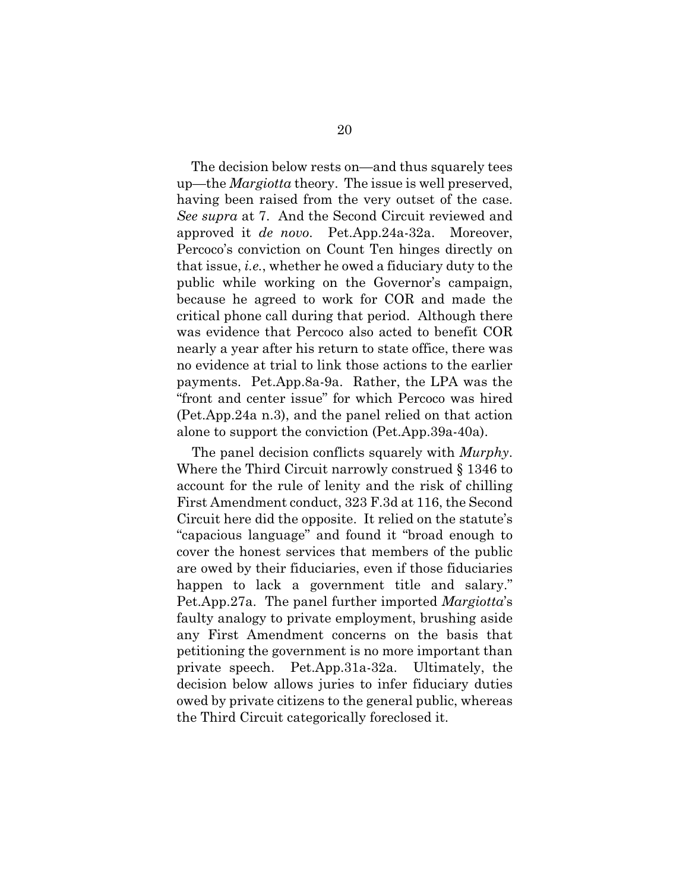The decision below rests on—and thus squarely tees up—the *Margiotta* theory. The issue is well preserved, having been raised from the very outset of the case. *See supra* at 7. And the Second Circuit reviewed and approved it *de novo*. Pet.App.24a-32a. Moreover, Percoco's conviction on Count Ten hinges directly on that issue, *i.e.*, whether he owed a fiduciary duty to the public while working on the Governor's campaign, because he agreed to work for COR and made the critical phone call during that period. Although there was evidence that Percoco also acted to benefit COR nearly a year after his return to state office, there was no evidence at trial to link those actions to the earlier payments. Pet.App.8a-9a. Rather, the LPA was the "front and center issue" for which Percoco was hired (Pet.App.24a n.3), and the panel relied on that action alone to support the conviction (Pet.App.39a-40a).

The panel decision conflicts squarely with *Murphy*. Where the Third Circuit narrowly construed § 1346 to account for the rule of lenity and the risk of chilling First Amendment conduct, 323 F.3d at 116, the Second Circuit here did the opposite. It relied on the statute's "capacious language" and found it "broad enough to cover the honest services that members of the public are owed by their fiduciaries, even if those fiduciaries happen to lack a government title and salary." Pet.App.27a. The panel further imported *Margiotta*'s faulty analogy to private employment, brushing aside any First Amendment concerns on the basis that petitioning the government is no more important than private speech. Pet.App.31a-32a. Ultimately, the decision below allows juries to infer fiduciary duties owed by private citizens to the general public, whereas the Third Circuit categorically foreclosed it.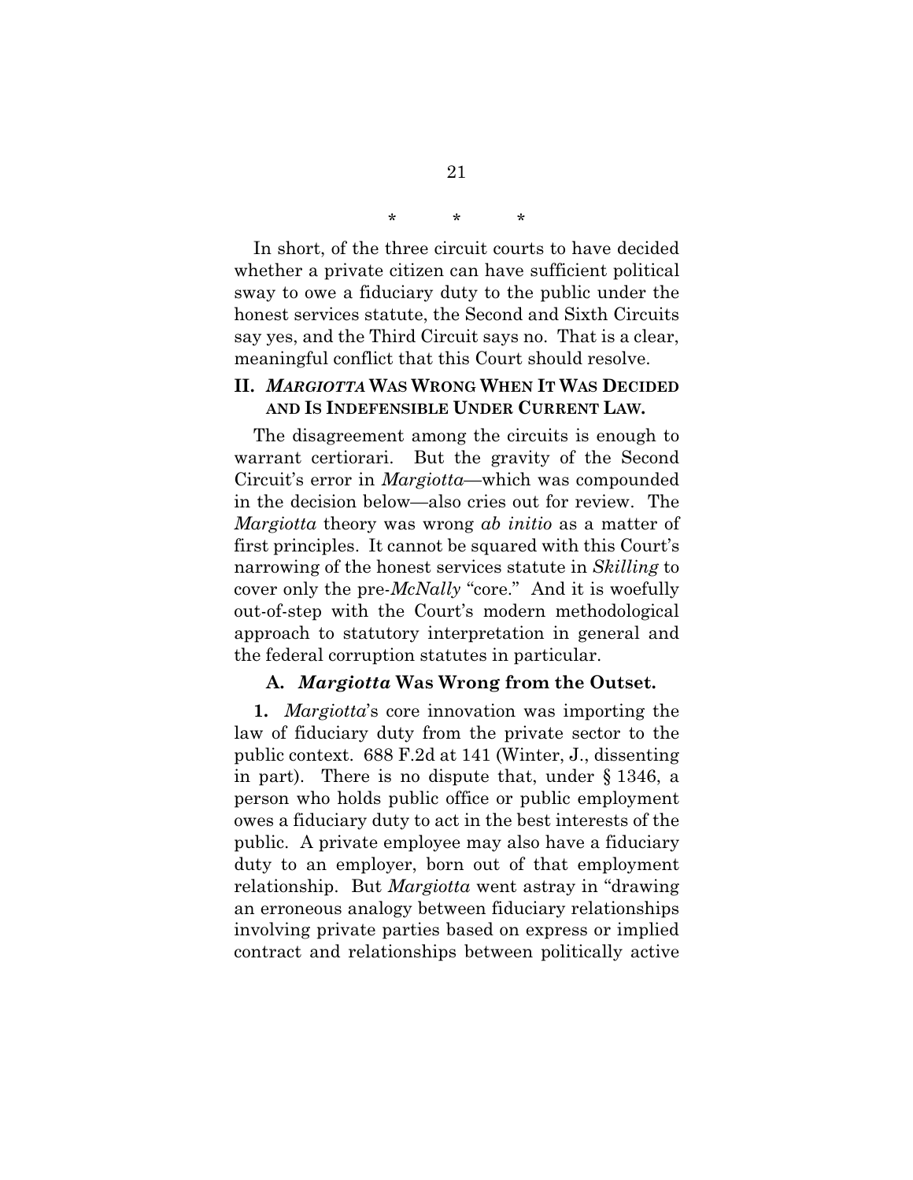\*          \*          \*

In short, of the three circuit courts to have decided whether a private citizen can have sufficient political sway to owe a fiduciary duty to the public under the honest services statute, the Second and Sixth Circuits say yes, and the Third Circuit says no. That is a clear, meaningful conflict that this Court should resolve.

## II. *MARGIOTTA* WAS WRONG WHEN IT WAS DECIDED AND IS INDEFENSIBLE UNDER CURRENT LAW.

The disagreement among the circuits is enough to warrant certiorari. But the gravity of the Second Circuit's error in *Margiotta*—which was compounded in the decision below—also cries out for review. The *Margiotta* theory was wrong *ab initio* as a matter of first principles. It cannot be squared with this Court's narrowing of the honest services statute in *Skilling* to cover only the pre-*McNally* "core." And it is woefully out-of-step with the Court's modern methodological approach to statutory interpretation in general and the federal corruption statutes in particular.

### A. *Margiotta* Was Wrong from the Outset.

**1.** *Margiotta*'s core innovation was importing the law of fiduciary duty from the private sector to the public context. 688 F.2d at 141 (Winter, J., dissenting in part). There is no dispute that, under § 1346, a person who holds public office or public employment owes a fiduciary duty to act in the best interests of the public. A private employee may also have a fiduciary duty to an employer, born out of that employment relationship. But *Margiotta* went astray in "drawing an erroneous analogy between fiduciary relationships involving private parties based on express or implied contract and relationships between politically active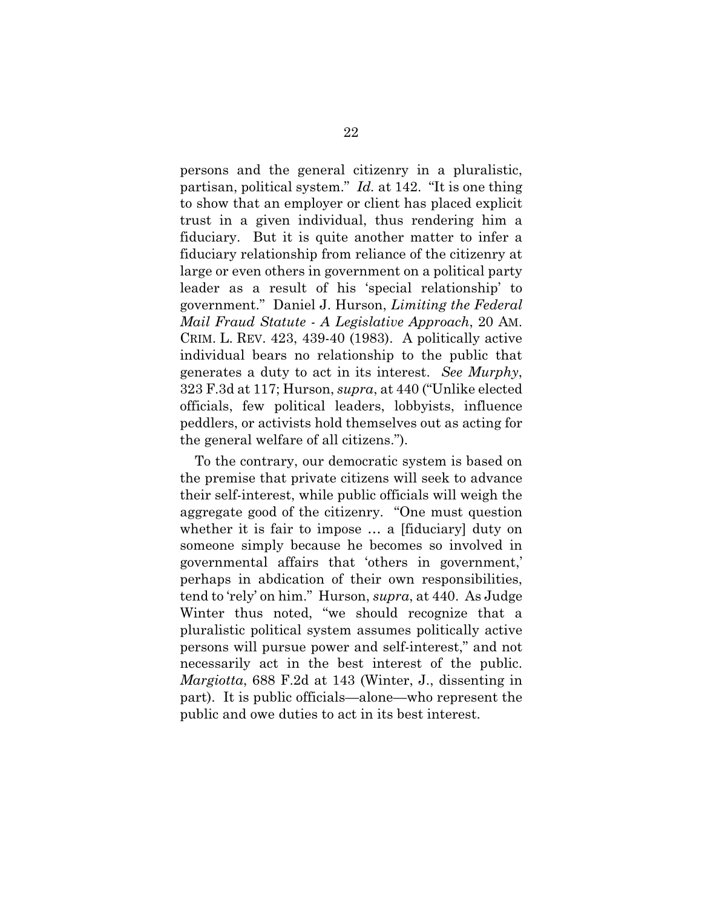persons and the general citizenry in a pluralistic, partisan, political system." *Id.* at 142. "It is one thing to show that an employer or client has placed explicit trust in a given individual, thus rendering him a fiduciary. But it is quite another matter to infer a fiduciary relationship from reliance of the citizenry at large or even others in government on a political party leader as a result of his 'special relationship' to government." Daniel J. Hurson, *Limiting the Federal Mail Fraud Statute - A Legislative Approach*, 20 AM. CRIM. L. REV. 423, 439-40 (1983). A politically active individual bears no relationship to the public that generates a duty to act in its interest. *See Murphy*, 323 F.3d at 117; Hurson, *supra*, at 440 ("Unlike elected officials, few political leaders, lobbyists, influence peddlers, or activists hold themselves out as acting for the general welfare of all citizens.").

To the contrary, our democratic system is based on the premise that private citizens will seek to advance their self-interest, while public officials will weigh the aggregate good of the citizenry. "One must question whether it is fair to impose … a [fiduciary] duty on someone simply because he becomes so involved in governmental affairs that 'others in government,' perhaps in abdication of their own responsibilities, tend to 'rely' on him." Hurson, *supra*, at 440. As Judge Winter thus noted, "we should recognize that a pluralistic political system assumes politically active persons will pursue power and self-interest," and not necessarily act in the best interest of the public. *Margiotta*, 688 F.2d at 143 (Winter, J., dissenting in part). It is public officials—alone—who represent the public and owe duties to act in its best interest.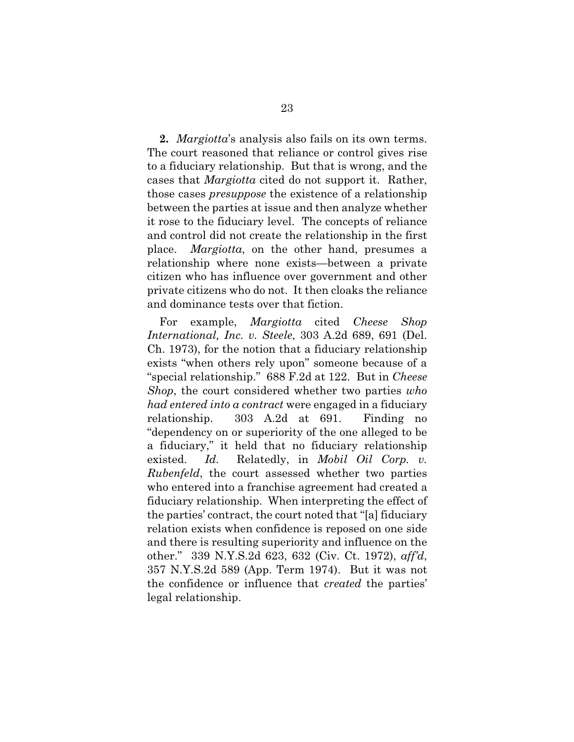**2.** *Margiotta*'s analysis also fails on its own terms. The court reasoned that reliance or control gives rise to a fiduciary relationship. But that is wrong, and the cases that *Margiotta* cited do not support it. Rather, those cases *presuppose* the existence of a relationship between the parties at issue and then analyze whether it rose to the fiduciary level. The concepts of reliance and control did not create the relationship in the first place. *Margiotta*, on the other hand, presumes a relationship where none exists—between a private citizen who has influence over government and other private citizens who do not. It then cloaks the reliance and dominance tests over that fiction.

For example, *Margiotta* cited *Cheese Shop International, Inc. v. Steele*, 303 A.2d 689, 691 (Del. Ch. 1973), for the notion that a fiduciary relationship exists "when others rely upon" someone because of a "special relationship." 688 F.2d at 122. But in *Cheese Shop*, the court considered whether two parties *who had entered into a contract* were engaged in a fiduciary relationship. 303 A.2d at 691. Finding no "dependency on or superiority of the one alleged to be a fiduciary," it held that no fiduciary relationship existed. *Id.* Relatedly, in *Mobil Oil Corp. v. Rubenfeld*, the court assessed whether two parties who entered into a franchise agreement had created a fiduciary relationship. When interpreting the effect of the parties' contract, the court noted that "[a] fiduciary relation exists when confidence is reposed on one side and there is resulting superiority and influence on the other." 339 N.Y.S.2d 623, 632 (Civ. Ct. 1972), *aff'd*, 357 N.Y.S.2d 589 (App. Term 1974). But it was not the confidence or influence that *created* the parties' legal relationship.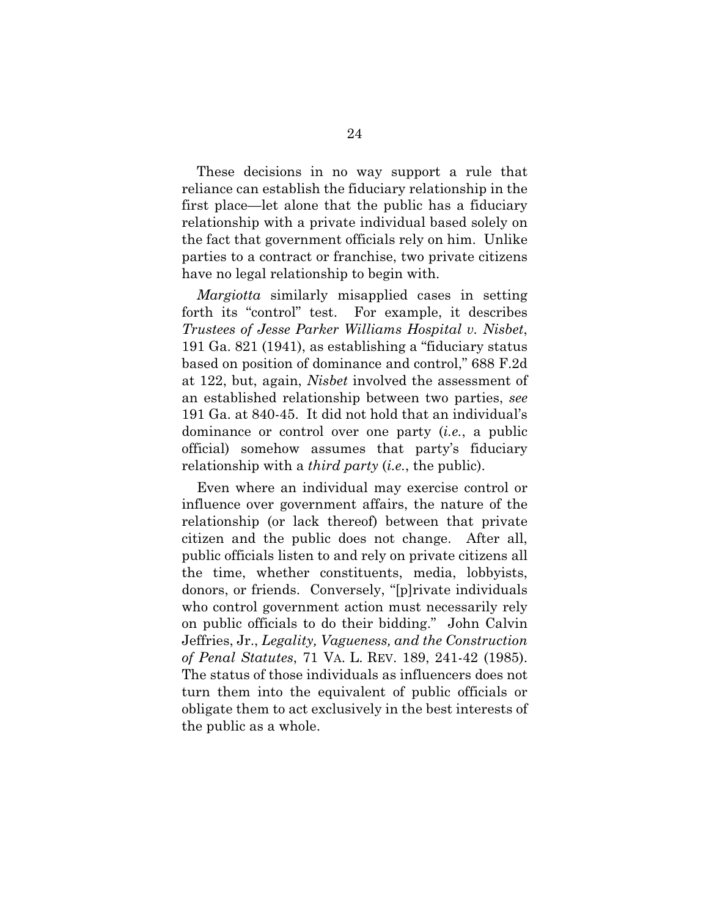These decisions in no way support a rule that reliance can establish the fiduciary relationship in the first place—let alone that the public has a fiduciary relationship with a private individual based solely on the fact that government officials rely on him. Unlike parties to a contract or franchise, two private citizens have no legal relationship to begin with.

*Margiotta* similarly misapplied cases in setting forth its "control" test. For example, it describes *Trustees of Jesse Parker Williams Hospital v. Nisbet*, 191 Ga. 821 (1941), as establishing a "fiduciary status based on position of dominance and control," 688 F.2d at 122, but, again, *Nisbet* involved the assessment of an established relationship between two parties, *see* 191 Ga. at 840-45. It did not hold that an individual's dominance or control over one party (*i.e.*, a public official) somehow assumes that party's fiduciary relationship with a *third party* (*i.e.*, the public).

Even where an individual may exercise control or influence over government affairs, the nature of the relationship (or lack thereof) between that private citizen and the public does not change. After all, public officials listen to and rely on private citizens all the time, whether constituents, media, lobbyists, donors, or friends. Conversely, "[p]rivate individuals who control government action must necessarily rely on public officials to do their bidding." John Calvin Jeffries, Jr., *Legality, Vagueness, and the Construction of Penal Statutes*, 71 VA. L. REV. 189, 241-42 (1985). The status of those individuals as influencers does not turn them into the equivalent of public officials or obligate them to act exclusively in the best interests of the public as a whole.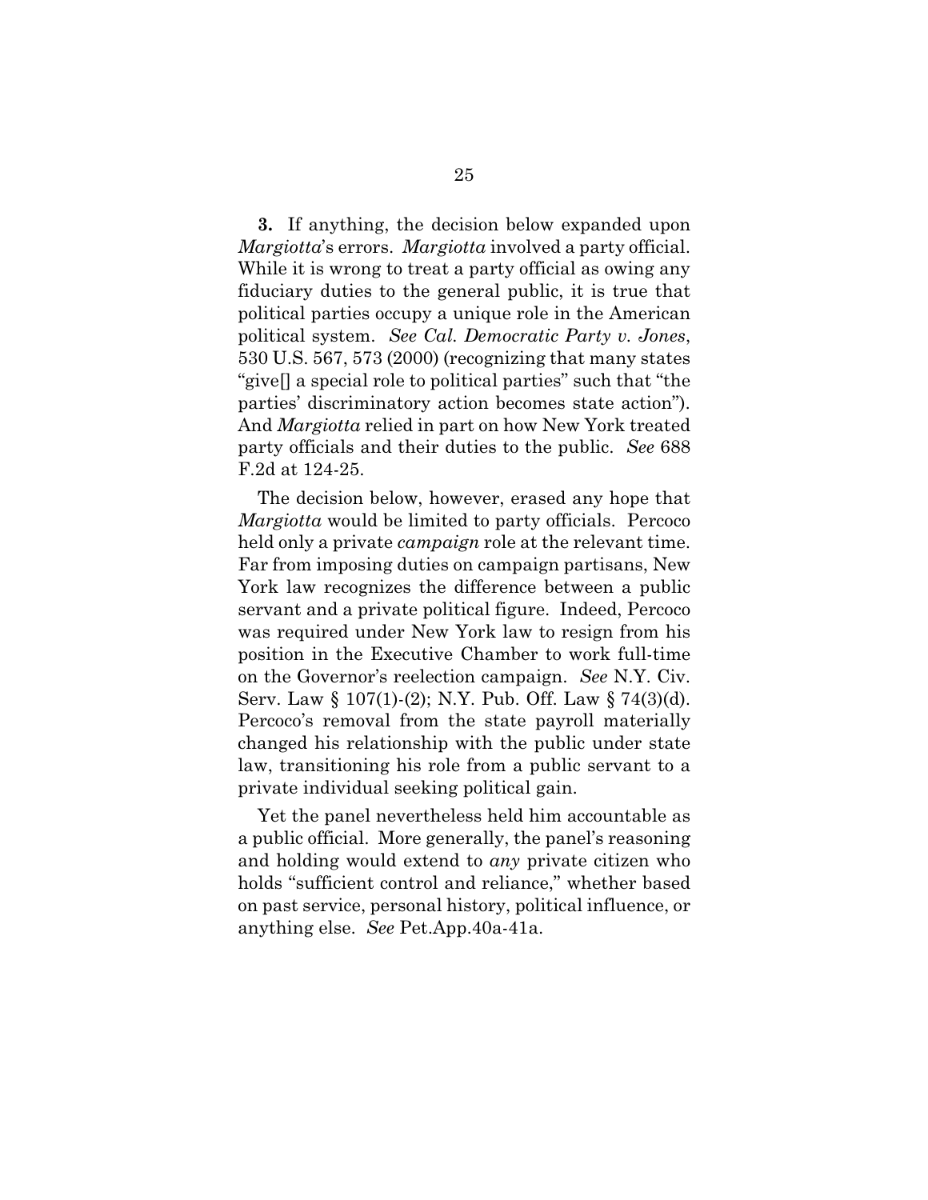**3.** If anything, the decision below expanded upon *Margiotta*'s errors. *Margiotta* involved a party official. While it is wrong to treat a party official as owing any fiduciary duties to the general public, it is true that political parties occupy a unique role in the American political system. *See Cal. Democratic Party v. Jones*, 530 U.S. 567, 573 (2000) (recognizing that many states "give[] a special role to political parties" such that "the parties' discriminatory action becomes state action"). And *Margiotta* relied in part on how New York treated party officials and their duties to the public. *See* 688 F.2d at 124-25.

The decision below, however, erased any hope that *Margiotta* would be limited to party officials. Percoco held only a private *campaign* role at the relevant time. Far from imposing duties on campaign partisans, New York law recognizes the difference between a public servant and a private political figure. Indeed, Percoco was required under New York law to resign from his position in the Executive Chamber to work full-time on the Governor's reelection campaign. *See* N.Y. Civ. Serv. Law § 107(1)-(2); N.Y. Pub. Off. Law § 74(3)(d). Percoco's removal from the state payroll materially changed his relationship with the public under state law, transitioning his role from a public servant to a private individual seeking political gain.

Yet the panel nevertheless held him accountable as a public official. More generally, the panel's reasoning and holding would extend to *any* private citizen who holds "sufficient control and reliance," whether based on past service, personal history, political influence, or anything else. *See* Pet.App.40a-41a.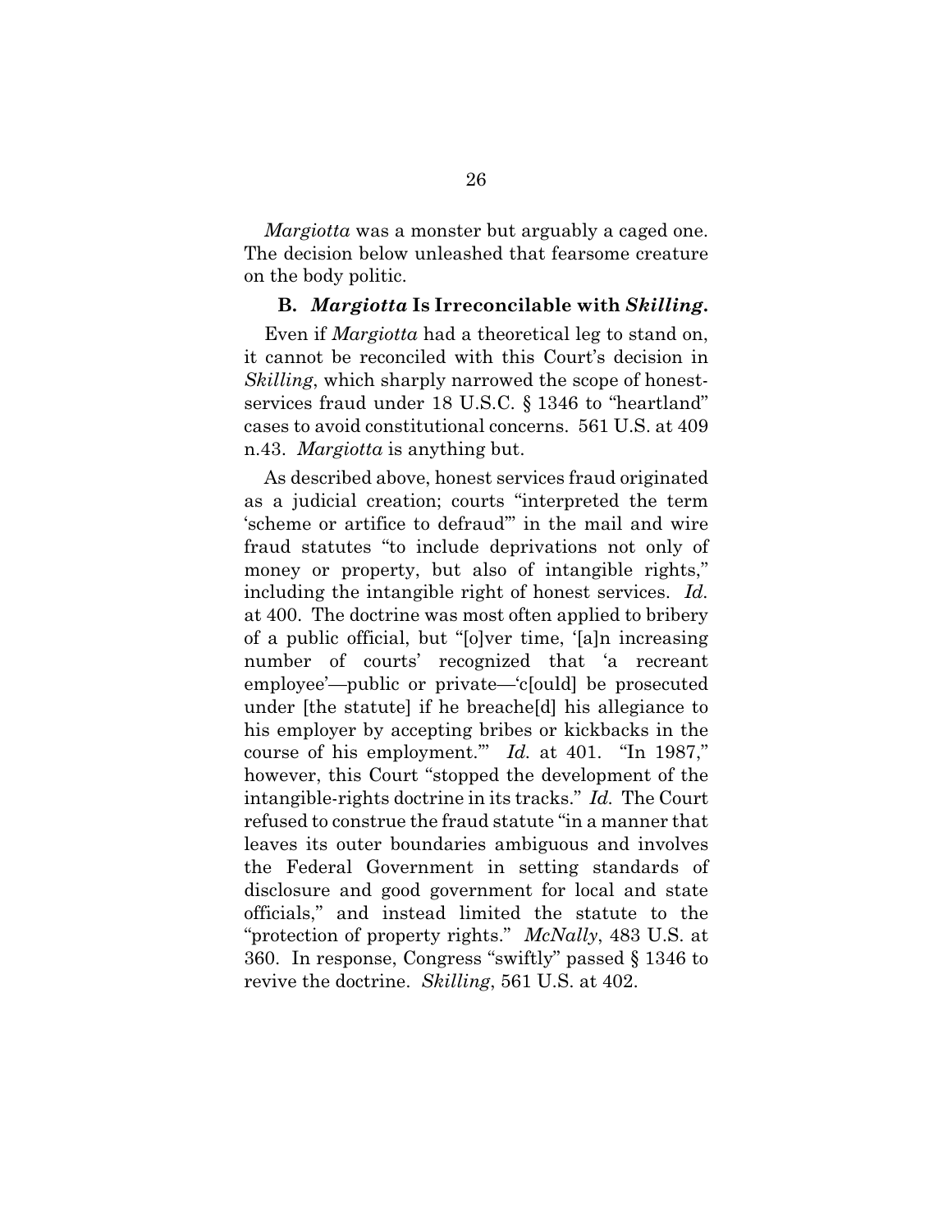*Margiotta* was a monster but arguably a caged one. The decision below unleashed that fearsome creature on the body politic.

### B. *Margiotta* Is Irreconcilable with *Skilling*.

Even if *Margiotta* had a theoretical leg to stand on, it cannot be reconciled with this Court's decision in *Skilling*, which sharply narrowed the scope of honest-services fraud under 18 U.S.C. § 1346 to "heartland" cases to avoid constitutional concerns. 561 U.S. at 409 n.43. *Margiotta* is anything but.

As described above, honest services fraud originated as a judicial creation; courts "interpreted the term 'scheme or artifice to defraud'" in the mail and wire fraud statutes "to include deprivations not only of money or property, but also of intangible rights," including the intangible right of honest services. *Id.* at 400. The doctrine was most often applied to bribery of a public official, but "[o]ver time, '[a]n increasing number of courts' recognized that 'a recreant employee'—public or private—'c[ould] be prosecuted under [the statute] if he breache[d] his allegiance to his employer by accepting bribes or kickbacks in the course of his employment.'" *Id.* at 401. "In 1987," however, this Court "stopped the development of the intangible-rights doctrine in its tracks." *Id.* The Court refused to construe the fraud statute "in a manner that leaves its outer boundaries ambiguous and involves the Federal Government in setting standards of disclosure and good government for local and state officials," and instead limited the statute to the "protection of property rights." *McNally*, 483 U.S. at 360. In response, Congress "swiftly" passed § 1346 to revive the doctrine. *Skilling*, 561 U.S. at 402.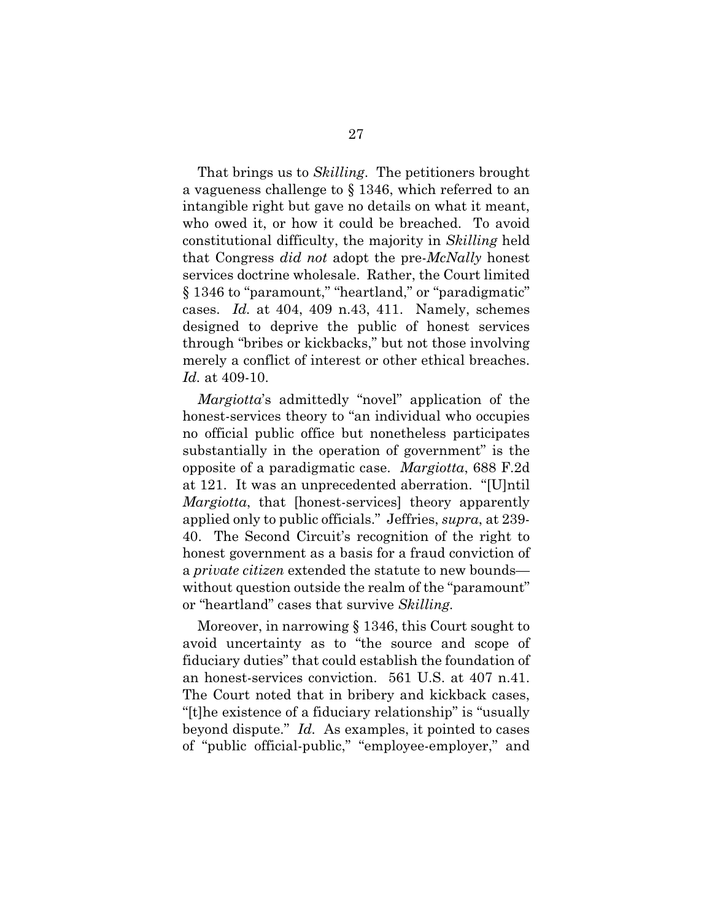That brings us to *Skilling*. The petitioners brought a vagueness challenge to § 1346, which referred to an intangible right but gave no details on what it meant, who owed it, or how it could be breached. To avoid constitutional difficulty, the majority in *Skilling* held that Congress *did not* adopt the pre-*McNally* honest services doctrine wholesale. Rather, the Court limited § 1346 to "paramount," "heartland," or "paradigmatic" cases. *Id.* at 404, 409 n.43, 411. Namely, schemes designed to deprive the public of honest services through "bribes or kickbacks," but not those involving merely a conflict of interest or other ethical breaches. *Id*. at 409-10.

*Margiotta*'s admittedly "novel" application of the honest-services theory to "an individual who occupies no official public office but nonetheless participates substantially in the operation of government" is the opposite of a paradigmatic case. *Margiotta*, 688 F.2d at 121. It was an unprecedented aberration. "[U]ntil *Margiotta*, that [honest-services] theory apparently applied only to public officials." Jeffries, *supra*, at 239-40. The Second Circuit's recognition of the right to honest government as a basis for a fraud conviction of a *private citizen* extended the statute to new bounds—without question outside the realm of the "paramount" or "heartland" cases that survive *Skilling*.

Moreover, in narrowing § 1346, this Court sought to avoid uncertainty as to "the source and scope of fiduciary duties" that could establish the foundation of an honest-services conviction. 561 U.S. at 407 n.41. The Court noted that in bribery and kickback cases, "[t]he existence of a fiduciary relationship" is "usually beyond dispute." *Id.* As examples, it pointed to cases of "public official-public," "employee-employer," and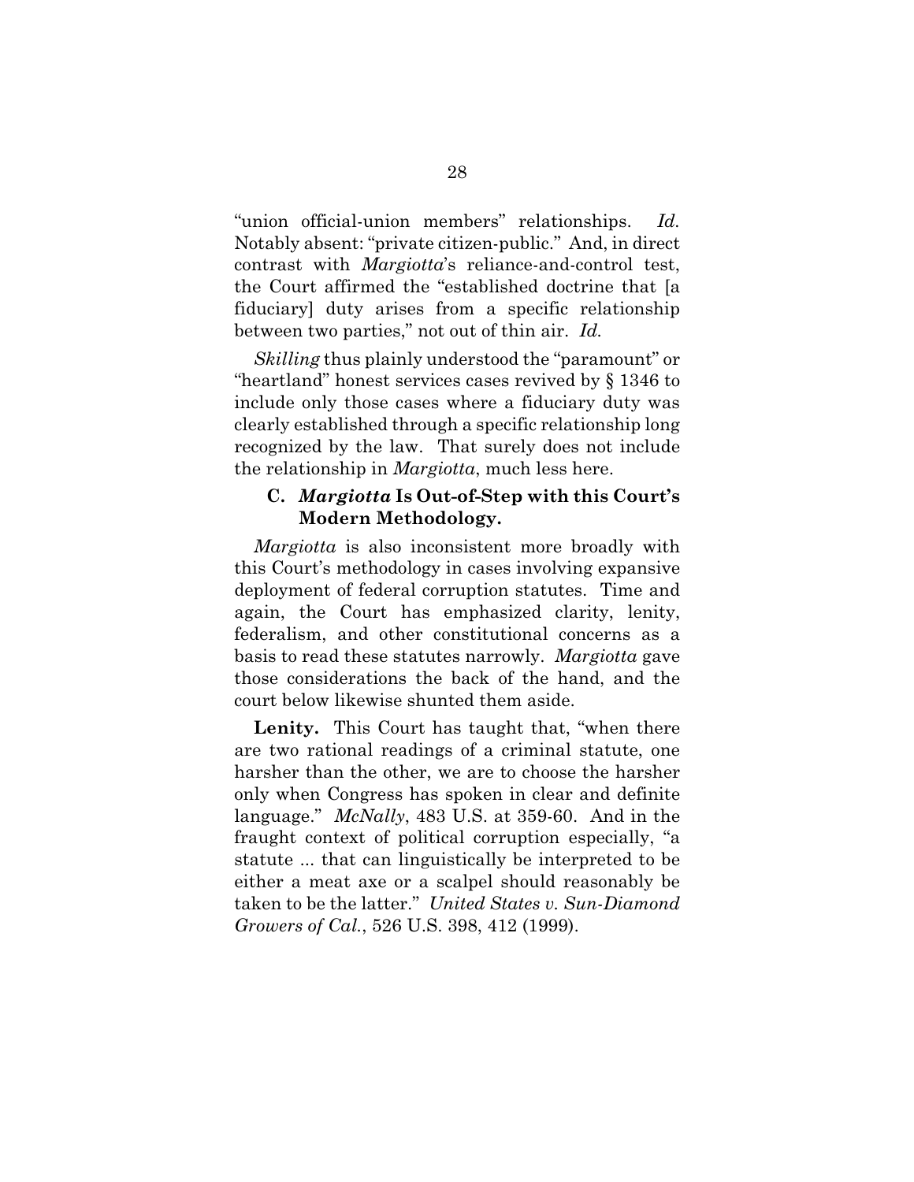"union official-union members" relationships. *Id.* Notably absent: "private citizen-public." And, in direct contrast with *Margiotta*'s reliance-and-control test, the Court affirmed the "established doctrine that [a fiduciary] duty arises from a specific relationship between two parties," not out of thin air. *Id.*

*Skilling* thus plainly understood the "paramount" or "heartland" honest services cases revived by § 1346 to include only those cases where a fiduciary duty was clearly established through a specific relationship long recognized by the law. That surely does not include the relationship in *Margiotta*, much less here.

### C. *Margiotta* Is Out-of-Step with this Court's Modern Methodology.

*Margiotta* is also inconsistent more broadly with this Court's methodology in cases involving expansive deployment of federal corruption statutes. Time and again, the Court has emphasized clarity, lenity, federalism, and other constitutional concerns as a basis to read these statutes narrowly. *Margiotta* gave those considerations the back of the hand, and the court below likewise shunted them aside.

**Lenity.** This Court has taught that, "when there are two rational readings of a criminal statute, one harsher than the other, we are to choose the harsher only when Congress has spoken in clear and definite language." *McNally*, 483 U.S. at 359-60. And in the fraught context of political corruption especially, "a statute ... that can linguistically be interpreted to be either a meat axe or a scalpel should reasonably be taken to be the latter." *United States v. Sun-Diamond Growers of Cal.*, 526 U.S. 398, 412 (1999).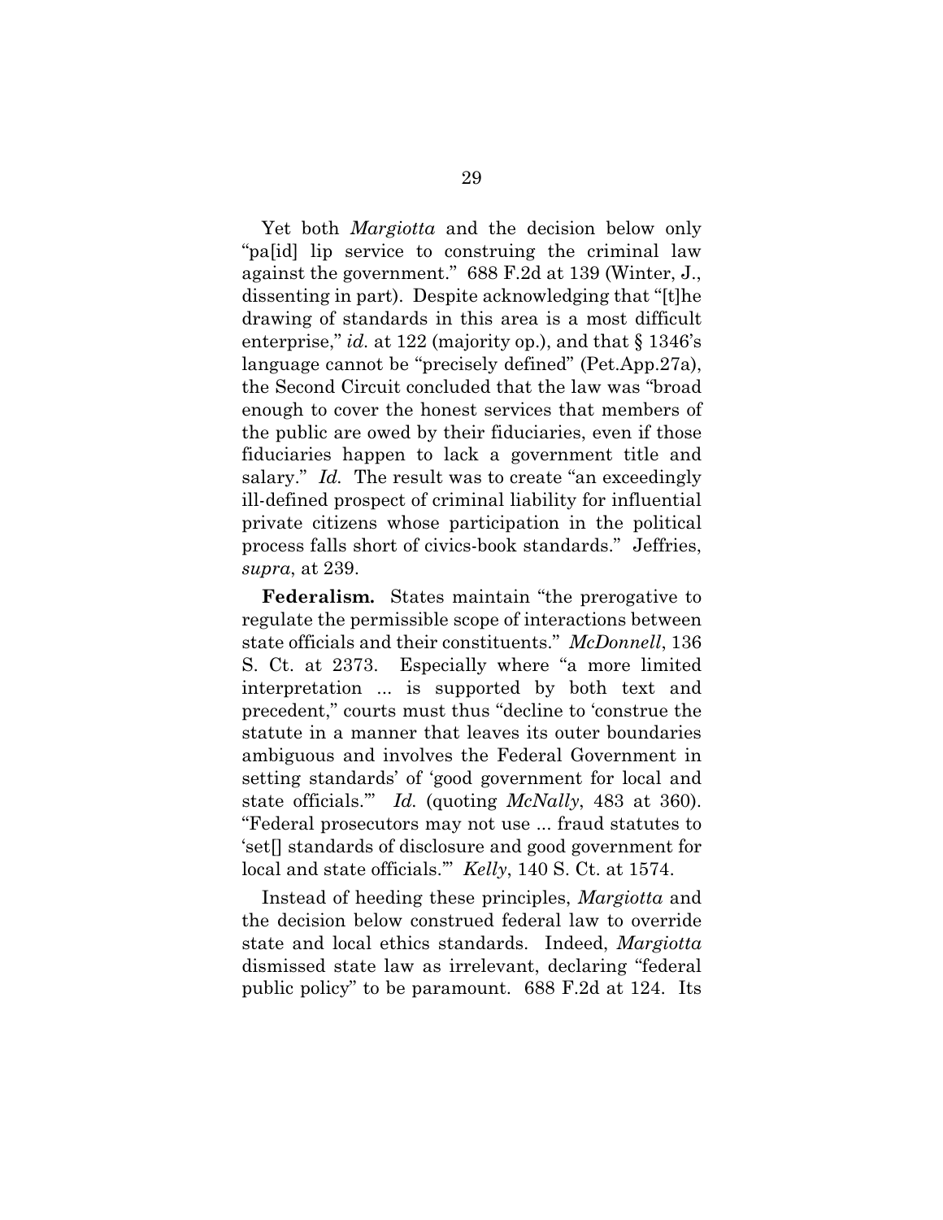Yet both *Margiotta* and the decision below only "pa[id] lip service to construing the criminal law against the government." 688 F.2d at 139 (Winter, J., dissenting in part). Despite acknowledging that "[t]he drawing of standards in this area is a most difficult enterprise," *id.* at 122 (majority op.), and that § 1346's language cannot be "precisely defined" (Pet.App.27a), the Second Circuit concluded that the law was "broad enough to cover the honest services that members of the public are owed by their fiduciaries, even if those fiduciaries happen to lack a government title and salary." *Id.* The result was to create "an exceedingly ill-defined prospect of criminal liability for influential private citizens whose participation in the political process falls short of civics-book standards." Jeffries, *supra*, at 239.

**Federalism.** States maintain "the prerogative to regulate the permissible scope of interactions between state officials and their constituents." *McDonnell*, 136 S. Ct. at 2373. Especially where "a more limited interpretation ... is supported by both text and precedent," courts must thus "decline to 'construe the statute in a manner that leaves its outer boundaries ambiguous and involves the Federal Government in setting standards' of 'good government for local and state officials.'" *Id.* (quoting *McNally*, 483 at 360). "Federal prosecutors may not use ... fraud statutes to 'set[] standards of disclosure and good government for local and state officials.'" *Kelly*, 140 S. Ct. at 1574.

Instead of heeding these principles, *Margiotta* and the decision below construed federal law to override state and local ethics standards. Indeed, *Margiotta* dismissed state law as irrelevant, declaring "federal public policy" to be paramount. 688 F.2d at 124. Its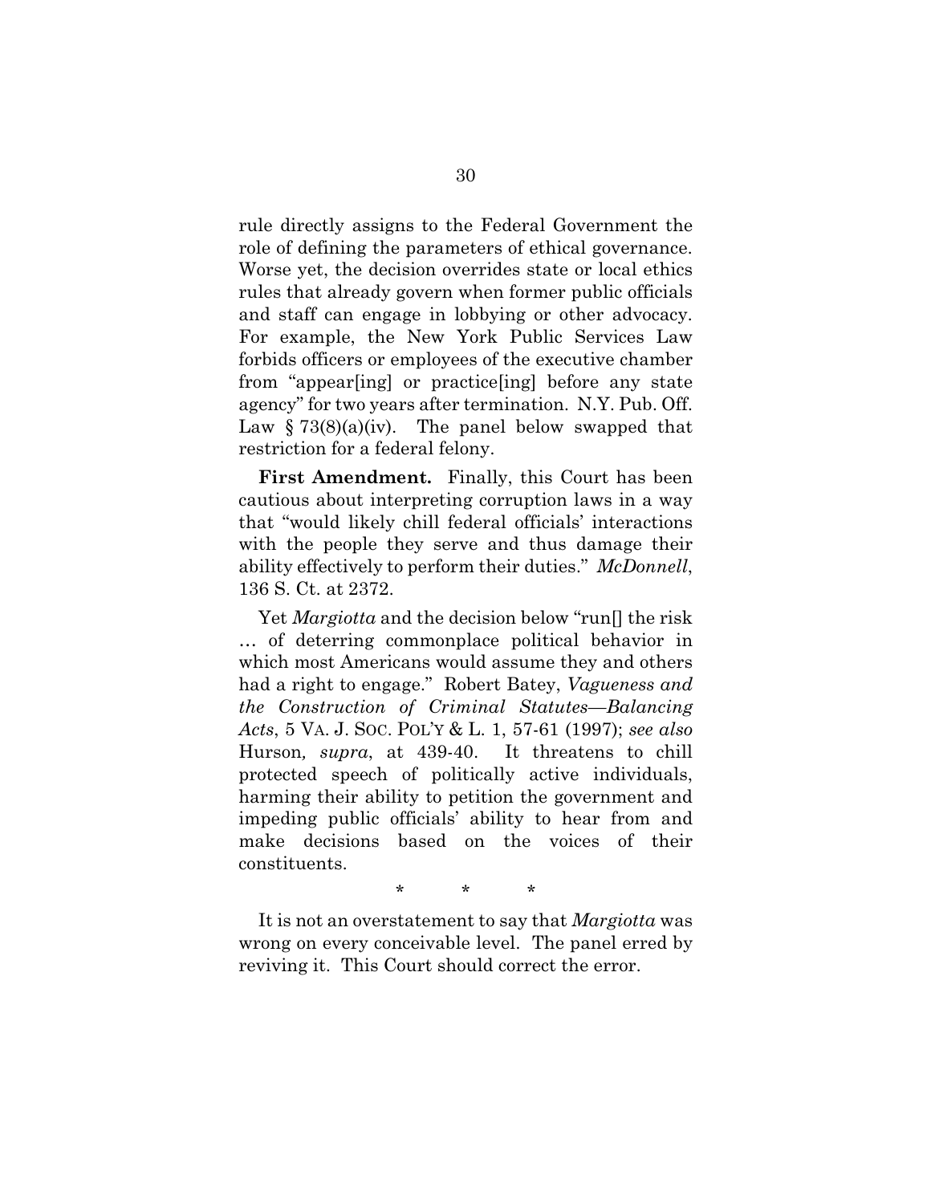rule directly assigns to the Federal Government the role of defining the parameters of ethical governance. Worse yet, the decision overrides state or local ethics rules that already govern when former public officials and staff can engage in lobbying or other advocacy. For example, the New York Public Services Law forbids officers or employees of the executive chamber from "appear[ing] or practice[ing] before any state agency" for two years after termination. N.Y. Pub. Off. Law § 73(8)(a)(iv). The panel below swapped that restriction for a federal felony.

**First Amendment.** Finally, this Court has been cautious about interpreting corruption laws in a way that "would likely chill federal officials' interactions with the people they serve and thus damage their ability effectively to perform their duties." *McDonnell*, 136 S. Ct. at 2372.

Yet *Margiotta* and the decision below "run[] the risk … of deterring commonplace political behavior in which most Americans would assume they and others had a right to engage." Robert Batey, *Vagueness and the Construction of Criminal Statutes—Balancing Acts*, 5 VA. J. SOC. POL'Y & L. 1, 57-61 (1997); *see also* Hurson*, supra*, at 439-40. It threatens to chill protected speech of politically active individuals, harming their ability to petition the government and impeding public officials' ability to hear from and make decisions based on the voices of their constituents.

\* \* \*

It is not an overstatement to say that *Margiotta* was wrong on every conceivable level. The panel erred by reviving it. This Court should correct the error.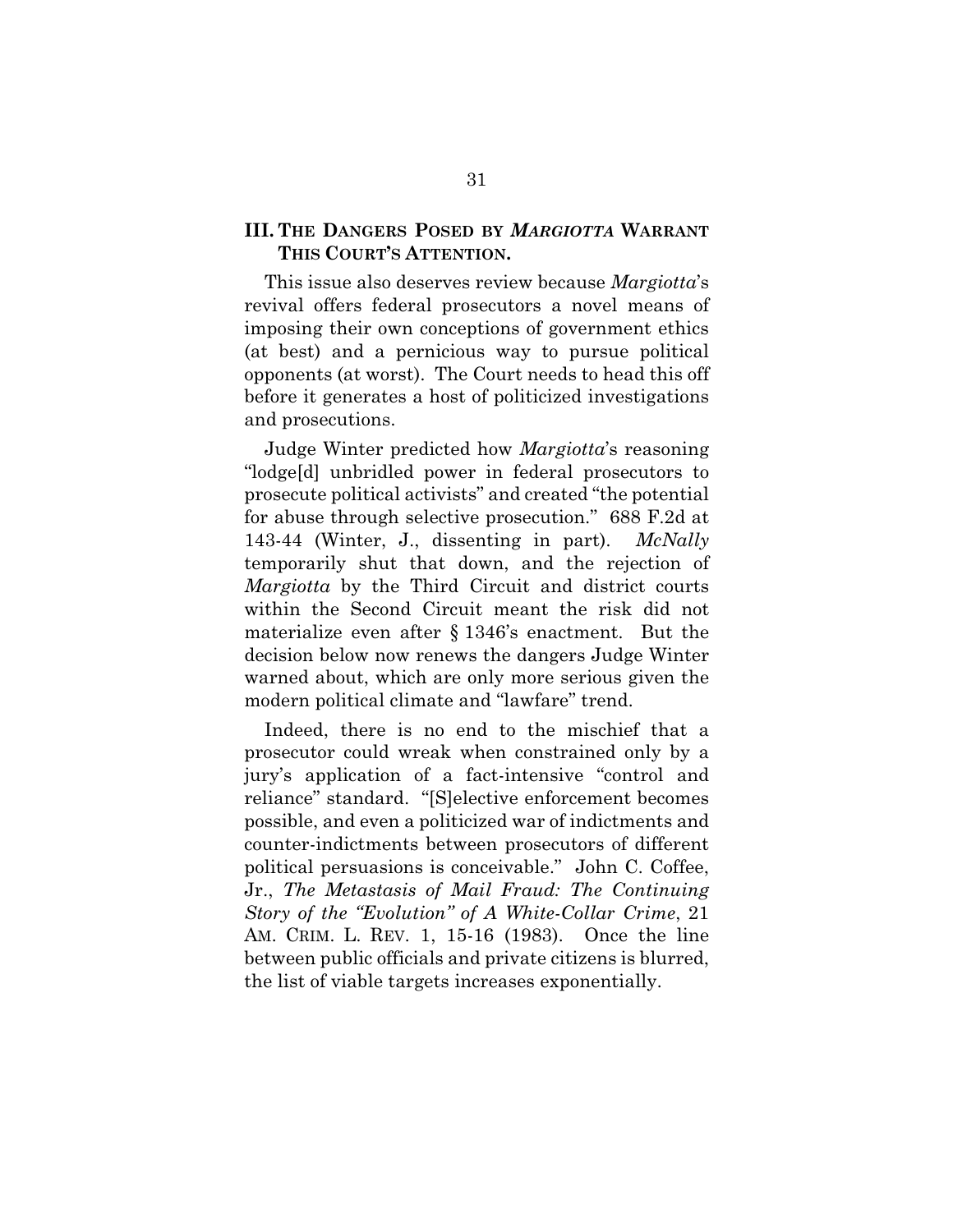## III. THE DANGERS POSED BY *MARGIOTTA* WARRANT THIS COURT'S ATTENTION.

This issue also deserves review because *Margiotta*'s revival offers federal prosecutors a novel means of imposing their own conceptions of government ethics (at best) and a pernicious way to pursue political opponents (at worst). The Court needs to head this off before it generates a host of politicized investigations and prosecutions.

Judge Winter predicted how *Margiotta*'s reasoning "lodge[d] unbridled power in federal prosecutors to prosecute political activists" and created "the potential for abuse through selective prosecution." 688 F.2d at 143-44 (Winter, J., dissenting in part). *McNally* temporarily shut that down, and the rejection of *Margiotta* by the Third Circuit and district courts within the Second Circuit meant the risk did not materialize even after § 1346's enactment. But the decision below now renews the dangers Judge Winter warned about, which are only more serious given the modern political climate and "lawfare" trend.

Indeed, there is no end to the mischief that a prosecutor could wreak when constrained only by a jury's application of a fact-intensive "control and reliance" standard. "[S]elective enforcement becomes possible, and even a politicized war of indictments and counter-indictments between prosecutors of different political persuasions is conceivable." John C. Coffee, Jr., *The Metastasis of Mail Fraud: The Continuing Story of the "Evolution" of A White-Collar Crime*, 21 AM. CRIM. L. REV. 1, 15-16 (1983). Once the line between public officials and private citizens is blurred, the list of viable targets increases exponentially.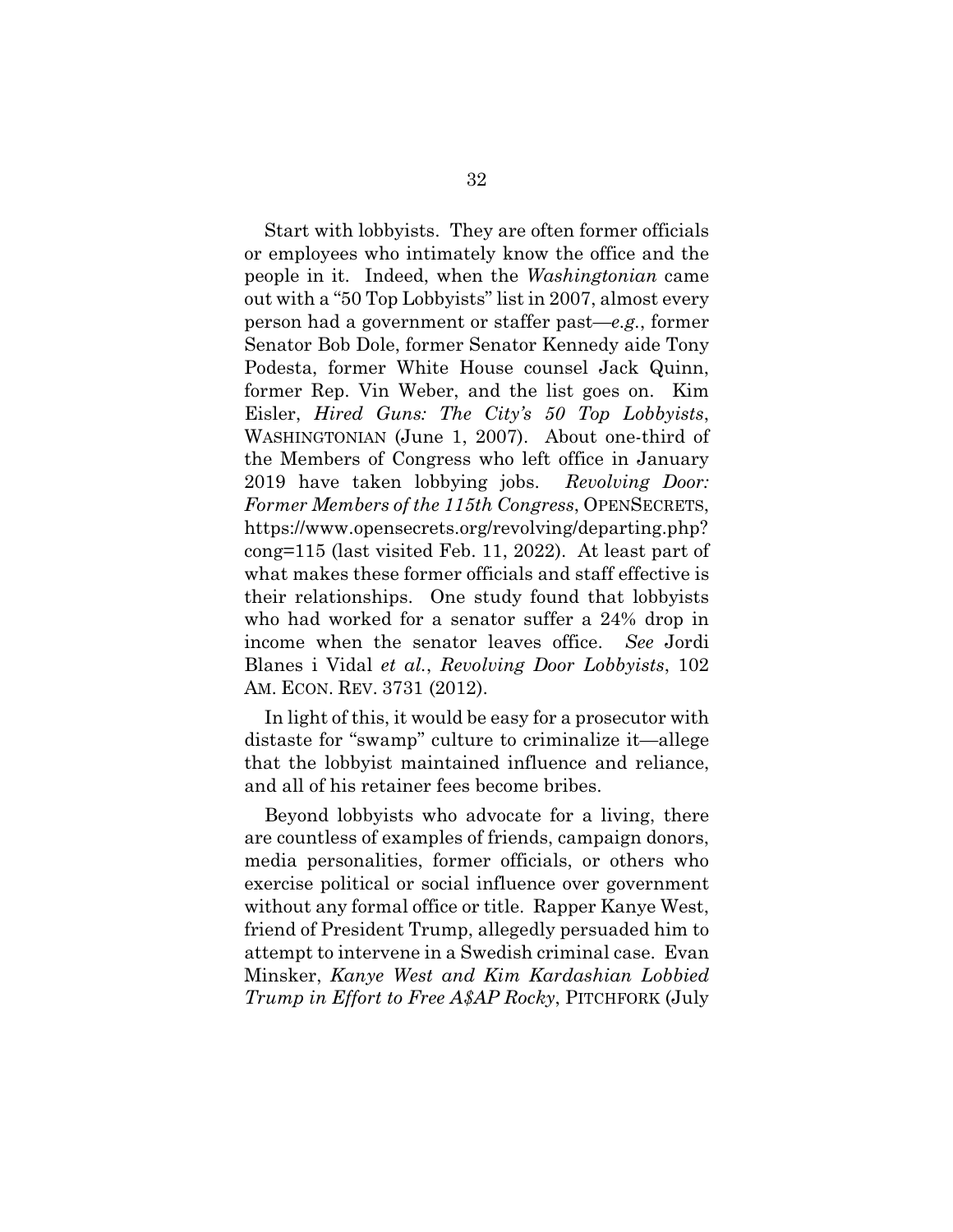Start with lobbyists. They are often former officials or employees who intimately know the office and the people in it. Indeed, when the *Washingtonian* came out with a "50 Top Lobbyists" list in 2007, almost every person had a government or staffer past—*e.g.*, former Senator Bob Dole, former Senator Kennedy aide Tony Podesta, former White House counsel Jack Quinn, former Rep. Vin Weber, and the list goes on. Kim Eisler, *Hired Guns: The City's 50 Top Lobbyists*, WASHINGTONIAN (June 1, 2007). About one-third of the Members of Congress who left office in January 2019 have taken lobbying jobs. *Revolving Door: Former Members of the 115th Congress*, OPENSECRETS, https://www.opensecrets.org/revolving/departing.php?cong=115 (last visited Feb. 11, 2022). At least part of what makes these former officials and staff effective is their relationships. One study found that lobbyists who had worked for a senator suffer a 24% drop in income when the senator leaves office. *See* Jordi Blanes i Vidal *et al.*, *Revolving Door Lobbyists*, 102 AM. ECON. REV. 3731 (2012).

In light of this, it would be easy for a prosecutor with distaste for "swamp" culture to criminalize it—allege that the lobbyist maintained influence and reliance, and all of his retainer fees become bribes.

Beyond lobbyists who advocate for a living, there are countless of examples of friends, campaign donors, media personalities, former officials, or others who exercise political or social influence over government without any formal office or title. Rapper Kanye West, friend of President Trump, allegedly persuaded him to attempt to intervene in a Swedish criminal case. Evan Minsker, *Kanye West and Kim Kardashian Lobbied Trump in Effort to Free A$AP Rocky*, PITCHFORK (July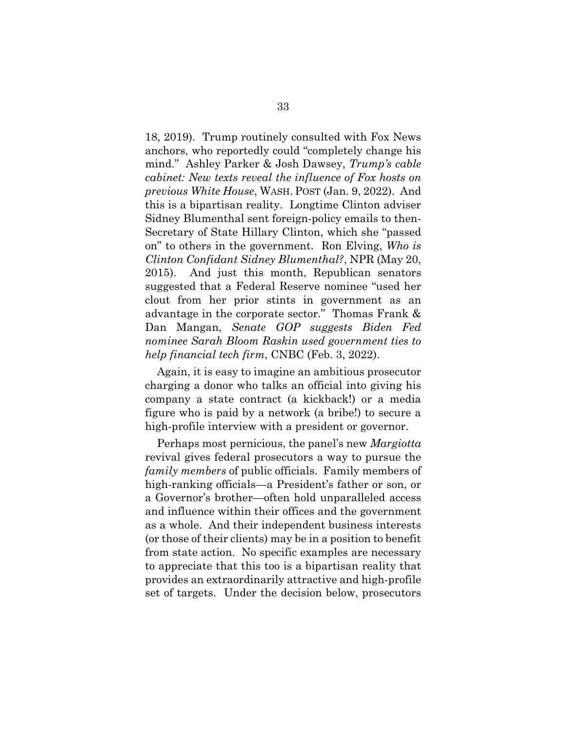18, 2019). Trump routinely consulted with Fox News anchors, who reportedly could "completely change his mind." Ashley Parker & Josh Dawsey, *Trump's cable cabinet: New texts reveal the influence of Fox hosts on previous White House*, WASH. POST (Jan. 9, 2022). And this is a bipartisan reality. Longtime Clinton adviser Sidney Blumenthal sent foreign-policy emails to then-Secretary of State Hillary Clinton, which she "passed on" to others in the government. Ron Elving, *Who is Clinton Confidant Sidney Blumenthal?*, NPR (May 20, 2015). And just this month, Republican senators suggested that a Federal Reserve nominee "used her clout from her prior stints in government as an advantage in the corporate sector." Thomas Frank & Dan Mangan, *Senate GOP suggests Biden Fed nominee Sarah Bloom Raskin used government ties to help financial tech firm*, CNBC (Feb. 3, 2022).

Again, it is easy to imagine an ambitious prosecutor charging a donor who talks an official into giving his company a state contract (a kickback!) or a media figure who is paid by a network (a bribe!) to secure a high-profile interview with a president or governor.

Perhaps most pernicious, the panel's new *Margiotta* revival gives federal prosecutors a way to pursue the *family members* of public officials. Family members of high-ranking officials—a President's father or son, or a Governor's brother—often hold unparalleled access and influence within their offices and the government as a whole. And their independent business interests (or those of their clients) may be in a position to benefit from state action. No specific examples are necessary to appreciate that this too is a bipartisan reality that provides an extraordinarily attractive and high-profile set of targets. Under the decision below, prosecutors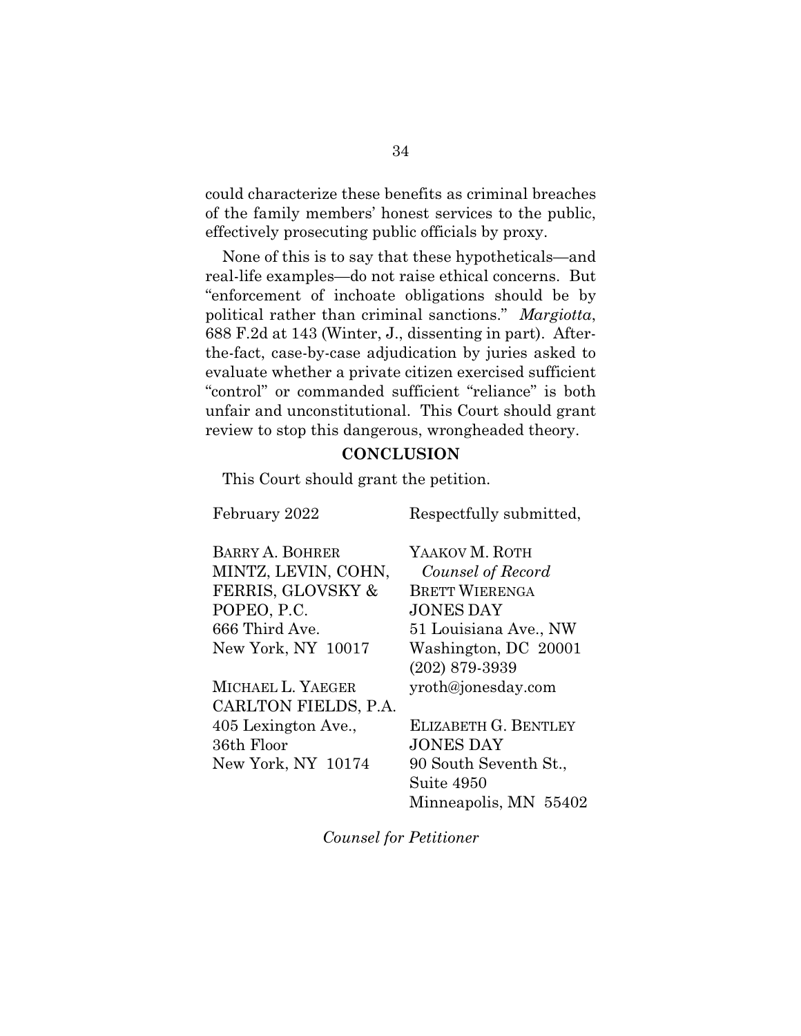could characterize these benefits as criminal breaches of the family members' honest services to the public, effectively prosecuting public officials by proxy.

None of this is to say that these hypotheticals—and real-life examples—do not raise ethical concerns. But "enforcement of inchoate obligations should be by political rather than criminal sanctions." *Margiotta*, 688 F.2d at 143 (Winter, J., dissenting in part). After-the-fact, case-by-case adjudication by juries asked to evaluate whether a private citizen exercised sufficient "control" or commanded sufficient "reliance" is both unfair and unconstitutional. This Court should grant review to stop this dangerous, wrongheaded theory.

## CONCLUSION

This Court should grant the petition.

February 2022

Respectfully submitted,

BARRY A. BOHRER
MINTZ, LEVIN, COHN, FERRIS, GLOVSKY & POPEO, P.C.
666 Third Ave.
New York, NY 10017

MICHAEL L. YAEGER
CARLTON FIELDS, P.A.
405 Lexington Ave., 36th Floor
New York, NY 10174

YAAKOV M. ROTH
*Counsel of Record*
BRETT WIERENGA
JONES DAY
51 Louisiana Ave., NW
Washington, DC 20001
(202) 879-3939
yroth@jonesday.com

ELIZABETH G. BENTLEY
JONES DAY
90 South Seventh St., Suite 4950
Minneapolis, MN 55402

*Counsel for Petitioner*